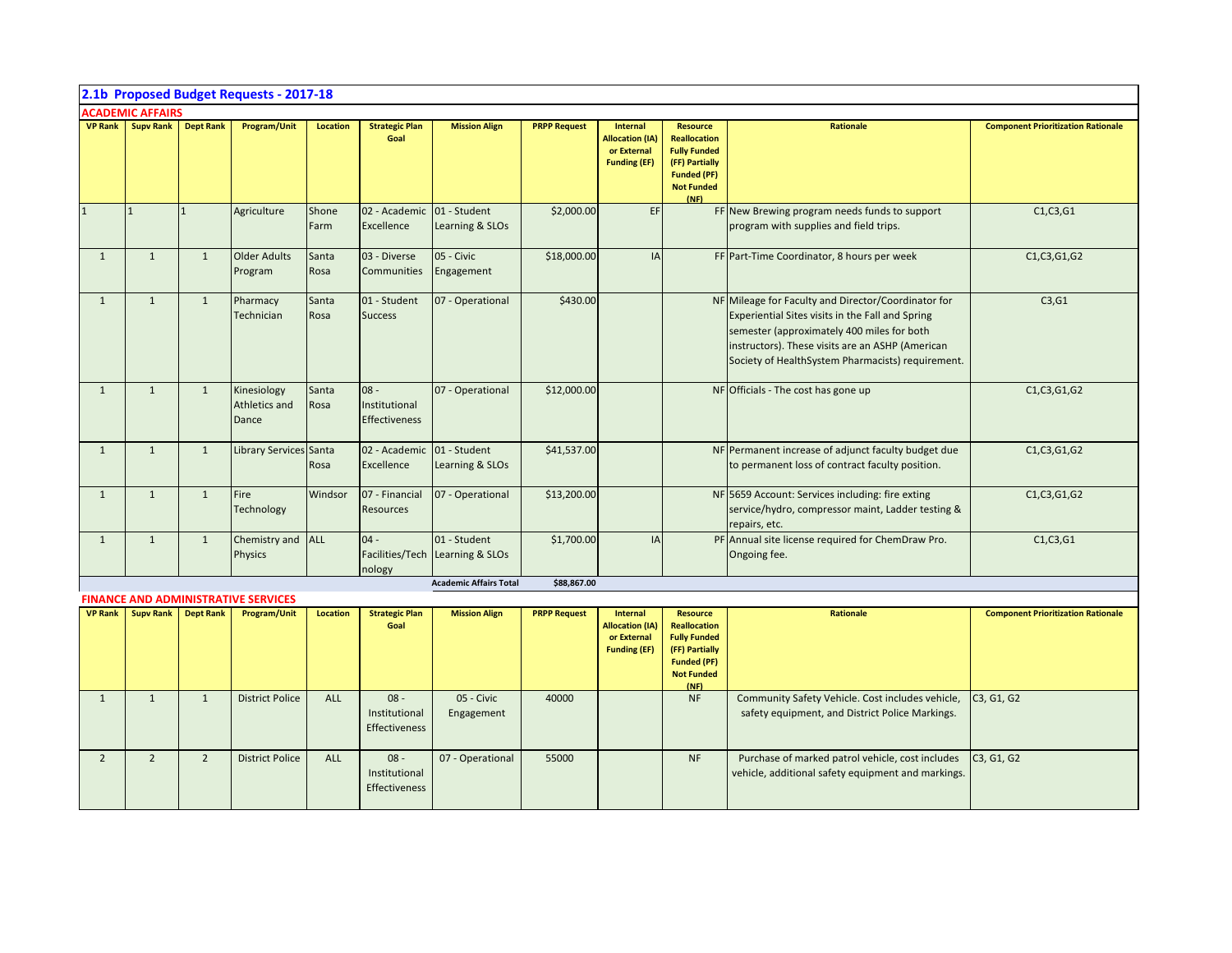## 2.1b Proposed Budget Requests - 2017-18

### ACADEMIC AFFAIRS

| VP Rank | Supv Rank | Dept Rank | Program/Unit | Location | Strategic Plan Goal | Mission Align | PRPP Request | Internal Allocation (IA) or External Funding (EF) | Resource Reallocation Fully Funded (FF) Partially Funded (PF) Not Funded (NF) | Rationale | Component Prioritization Rationale |
|---|---|---|---|---|---|---|---|---|---|---|---|
| 1 | 1 | 1 | Agriculture | Shone Farm | 02 - Academic Excellence | 01 - Student Learning & SLOs | $2,000.00 | EF | FF | New Brewing program needs funds to support program with supplies and field trips. | C1,C3,G1 |
| 1 | 1 | 1 | Older Adults Program | Santa Rosa | 03 - Diverse Communities | 05 - Civic Engagement | $18,000.00 | IA | FF | Part-Time Coordinator, 8 hours per week | C1,C3,G1,G2 |
| 1 | 1 | 1 | Pharmacy Technician | Santa Rosa | 01 - Student Success | 07 - Operational | $430.00 | | NF | Mileage for Faculty and Director/Coordinator for Experiential Sites visits in the Fall and Spring semester (approximately 400 miles for both instructors). These visits are an ASHP (American Society of HealthSystem Pharmacists) requirement. | C3,G1 |
| 1 | 1 | 1 | Kinesiology Athletics and Dance | Santa Rosa | 08 - Institutional Effectiveness | 07 - Operational | $12,000.00 | | NF | Officials - The cost has gone up | C1,C3,G1,G2 |
| 1 | 1 | 1 | Library Services | Santa Rosa | 02 - Academic Excellence | 01 - Student Learning & SLOs | $41,537.00 | | NF | Permanent increase of adjunct faculty budget due to permanent loss of contract faculty position. | C1,C3,G1,G2 |
| 1 | 1 | 1 | Fire Technology | Windsor | 07 - Financial Resources | 07 - Operational | $13,200.00 | | NF | 5659 Account: Services including: fire exting service/hydro, compressor maint, Ladder testing & repairs, etc. | C1,C3,G1,G2 |
| 1 | 1 | 1 | Chemistry and Physics | ALL | 04 - Facilities/Technology | 01 - Student Learning & SLOs | $1,700.00 | IA | PF | Annual site license required for ChemDraw Pro. Ongoing fee. | C1,C3,G1 |
| | | | | | | Academic Affairs Total | $88,867.00 | | | | |

### FINANCE AND ADMINISTRATIVE SERVICES

| VP Rank | Supv Rank | Dept Rank | Program/Unit | Location | Strategic Plan Goal | Mission Align | PRPP Request | Internal Allocation (IA) or External Funding (EF) | Resource Reallocation Fully Funded (FF) Partially Funded (PF) Not Funded (NF) | Rationale | Component Prioritization Rationale |
|---|---|---|---|---|---|---|---|---|---|---|---|
| 1 | 1 | 1 | District Police | ALL | 08 - Institutional Effectiveness | 05 - Civic Engagement | 40000 | | NF | Community Safety Vehicle. Cost includes vehicle, safety equipment, and District Police Markings. | C3, G1, G2 |
| 2 | 2 | 2 | District Police | ALL | 08 - Institutional Effectiveness | 07 - Operational | 55000 | | NF | Purchase of marked patrol vehicle, cost includes vehicle, additional safety equipment and markings. | C3, G1, G2 |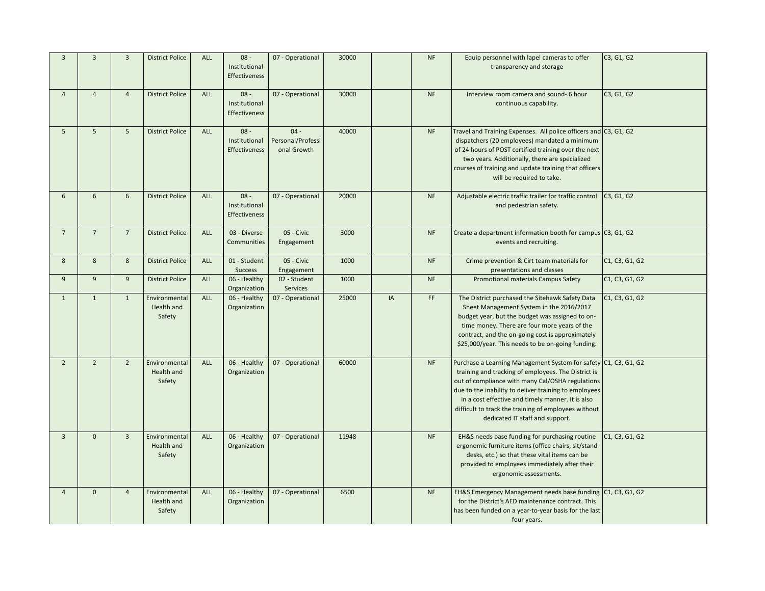| | | | | | | | | | | | |
|---|---|---|---|---|---|---|---|---|---|---|---|
| 3 | 3 | 3 | District Police | ALL | 08 - Institutional Effectiveness | 07 - Operational | 30000 | | NF | Equip personnel with lapel cameras to offer transparency and storage | C3, G1, G2 |
| 4 | 4 | 4 | District Police | ALL | 08 - Institutional Effectiveness | 07 - Operational | 30000 | | NF | Interview room camera and sound- 6 hour continuous capability. | C3, G1, G2 |
| 5 | 5 | 5 | District Police | ALL | 08 - Institutional Effectiveness | 04 - Personal/Professional Growth | 40000 | | NF | Travel and Training Expenses. All police officers and dispatchers (20 employees) mandated a minimum of 24 hours of POST certified training over the next two years. Additionally, there are specialized courses of training and update training that officers will be required to take. | C3, G1, G2 |
| 6 | 6 | 6 | District Police | ALL | 08 - Institutional Effectiveness | 07 - Operational | 20000 | | NF | Adjustable electric traffic trailer for traffic control and pedestrian safety. | C3, G1, G2 |
| 7 | 7 | 7 | District Police | ALL | 03 - Diverse Communities | 05 - Civic Engagement | 3000 | | NF | Create a department information booth for campus events and recruiting. | C3, G1, G2 |
| 8 | 8 | 8 | District Police | ALL | 01 - Student Success | 05 - Civic Engagement | 1000 | | NF | Crime prevention & Cirt team materials for presentations and classes | C1, C3, G1, G2 |
| 9 | 9 | 9 | District Police | ALL | 06 - Healthy Organization | 02 - Student Services | 1000 | | NF | Promotional materials Campus Safety | C1, C3, G1, G2 |
| 1 | 1 | 1 | Environmental Health and Safety | ALL | 06 - Healthy Organization | 07 - Operational | 25000 | IA | FF | The District purchased the Sitehawk Safety Data Sheet Management System in the 2016/2017 budget year, but the budget was assigned to on-time money. There are four more years of the contract, and the on-going cost is approximately $25,000/year. This needs to be on-going funding. | C1, C3, G1, G2 |
| 2 | 2 | 2 | Environmental Health and Safety | ALL | 06 - Healthy Organization | 07 - Operational | 60000 | | NF | Purchase a Learning Management System for safety training and tracking of employees. The District is out of compliance with many Cal/OSHA regulations due to the inability to deliver training to employees in a cost effective and timely manner. It is also difficult to track the training of employees without dedicated IT staff and support. | C1, C3, G1, G2 |
| 3 | 0 | 3 | Environmental Health and Safety | ALL | 06 - Healthy Organization | 07 - Operational | 11948 | | NF | EH&S needs base funding for purchasing routine ergonomic furniture items (office chairs, sit/stand desks, etc.) so that these vital items can be provided to employees immediately after their ergonomic assessments. | C1, C3, G1, G2 |
| 4 | 0 | 4 | Environmental Health and Safety | ALL | 06 - Healthy Organization | 07 - Operational | 6500 | | NF | EH&S Emergency Management needs base funding for the District's AED maintenance contract. This has been funded on a year-to-year basis for the last four years. | C1, C3, G1, G2 |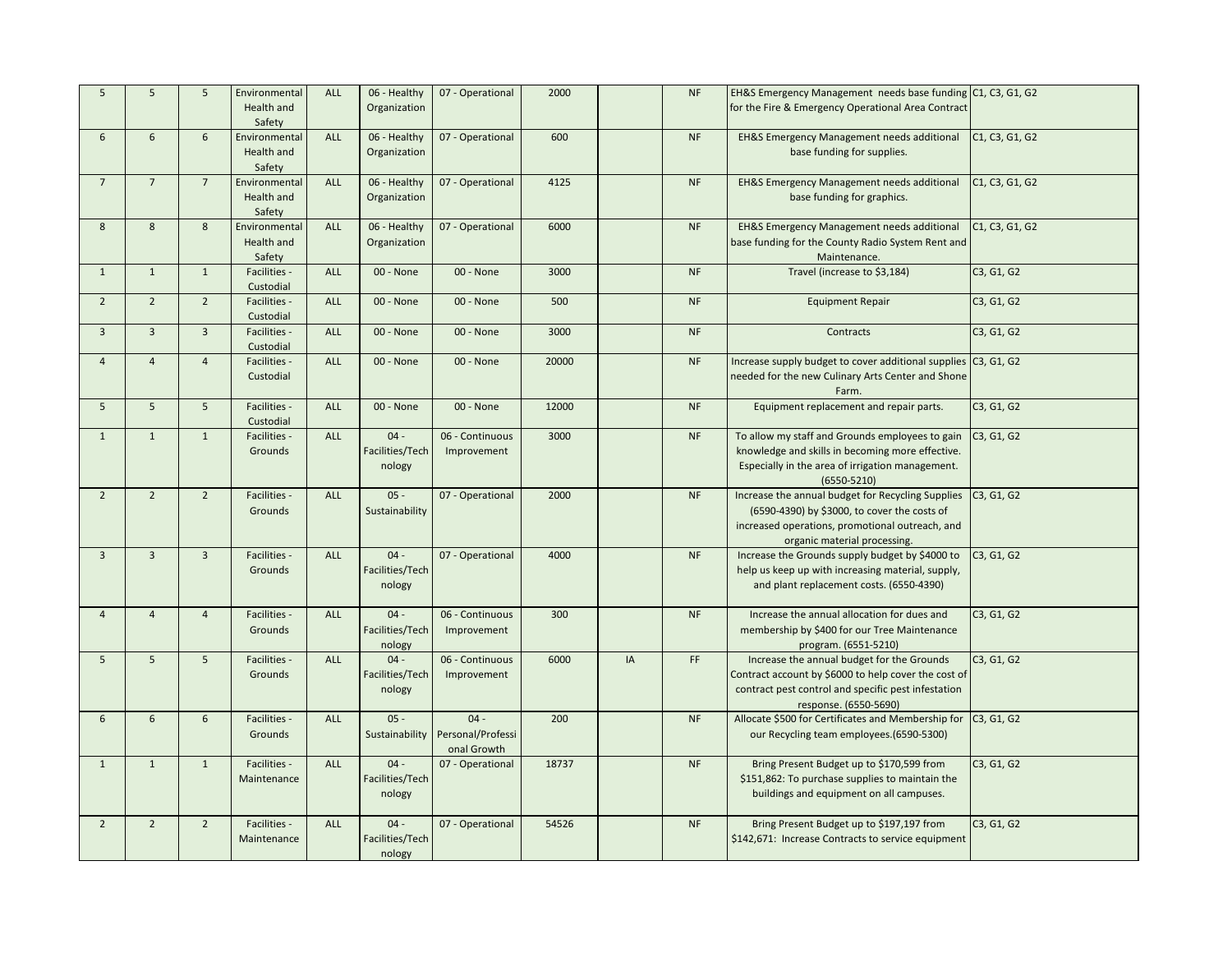| | | | | | | | | | | | |
|---|---|---|---|---|---|---|---|---|---|---|---|
| 5 | 5 | 5 | Environmental Health and Safety | ALL | 06 - Healthy Organization | 07 - Operational | 2000 | | NF | EH&S Emergency Management needs base funding for the Fire & Emergency Operational Area Contract | C1, C3, G1, G2 |
| 6 | 6 | 6 | Environmental Health and Safety | ALL | 06 - Healthy Organization | 07 - Operational | 600 | | NF | EH&S Emergency Management needs additional base funding for supplies. | C1, C3, G1, G2 |
| 7 | 7 | 7 | Environmental Health and Safety | ALL | 06 - Healthy Organization | 07 - Operational | 4125 | | NF | EH&S Emergency Management needs additional base funding for graphics. | C1, C3, G1, G2 |
| 8 | 8 | 8 | Environmental Health and Safety | ALL | 06 - Healthy Organization | 07 - Operational | 6000 | | NF | EH&S Emergency Management needs additional base funding for the County Radio System Rent and Maintenance. | C1, C3, G1, G2 |
| 1 | 1 | 1 | Facilities - Custodial | ALL | 00 - None | 00 - None | 3000 | | NF | Travel (increase to $3,184) | C3, G1, G2 |
| 2 | 2 | 2 | Facilities - Custodial | ALL | 00 - None | 00 - None | 500 | | NF | Equipment Repair | C3, G1, G2 |
| 3 | 3 | 3 | Facilities - Custodial | ALL | 00 - None | 00 - None | 3000 | | NF | Contracts | C3, G1, G2 |
| 4 | 4 | 4 | Facilities - Custodial | ALL | 00 - None | 00 - None | 20000 | | NF | Increase supply budget to cover additional supplies needed for the new Culinary Arts Center and Shone Farm. | C3, G1, G2 |
| 5 | 5 | 5 | Facilities - Custodial | ALL | 00 - None | 00 - None | 12000 | | NF | Equipment replacement and repair parts. | C3, G1, G2 |
| 1 | 1 | 1 | Facilities - Grounds | ALL | 04 - Facilities/Technology | 06 - Continuous Improvement | 3000 | | NF | To allow my staff and Grounds employees to gain knowledge and skills in becoming more effective. Especially in the area of irrigation management. (6550-5210) | C3, G1, G2 |
| 2 | 2 | 2 | Facilities - Grounds | ALL | 05 - Sustainability | 07 - Operational | 2000 | | NF | Increase the annual budget for Recycling Supplies (6590-4390) by $3000, to cover the costs of increased operations, promotional outreach, and organic material processing. | C3, G1, G2 |
| 3 | 3 | 3 | Facilities - Grounds | ALL | 04 - Facilities/Technology | 07 - Operational | 4000 | | NF | Increase the Grounds supply budget by $4000 to help us keep up with increasing material, supply, and plant replacement costs. (6550-4390) | C3, G1, G2 |
| 4 | 4 | 4 | Facilities - Grounds | ALL | 04 - Facilities/Technology | 06 - Continuous Improvement | 300 | | NF | Increase the annual allocation for dues and membership by $400 for our Tree Maintenance program. (6551-5210) | C3, G1, G2 |
| 5 | 5 | 5 | Facilities - Grounds | ALL | 04 - Facilities/Technology | 06 - Continuous Improvement | 6000 | IA | FF | Increase the annual budget for the Grounds Contract account by $6000 to help cover the cost of contract pest control and specific pest infestation response. (6550-5690) | C3, G1, G2 |
| 6 | 6 | 6 | Facilities - Grounds | ALL | 05 - Sustainability | 04 - Personal/Professional Growth | 200 | | NF | Allocate $500 for Certificates and Membership for our Recycling team employees.(6590-5300) | C3, G1, G2 |
| 1 | 1 | 1 | Facilities - Maintenance | ALL | 04 - Facilities/Technology | 07 - Operational | 18737 | | NF | Bring Present Budget up to $170,599 from $151,862: To purchase supplies to maintain the buildings and equipment on all campuses. | C3, G1, G2 |
| 2 | 2 | 2 | Facilities - Maintenance | ALL | 04 - Facilities/Technology | 07 - Operational | 54526 | | NF | Bring Present Budget up to $197,197 from $142,671: Increase Contracts to service equipment | C3, G1, G2 |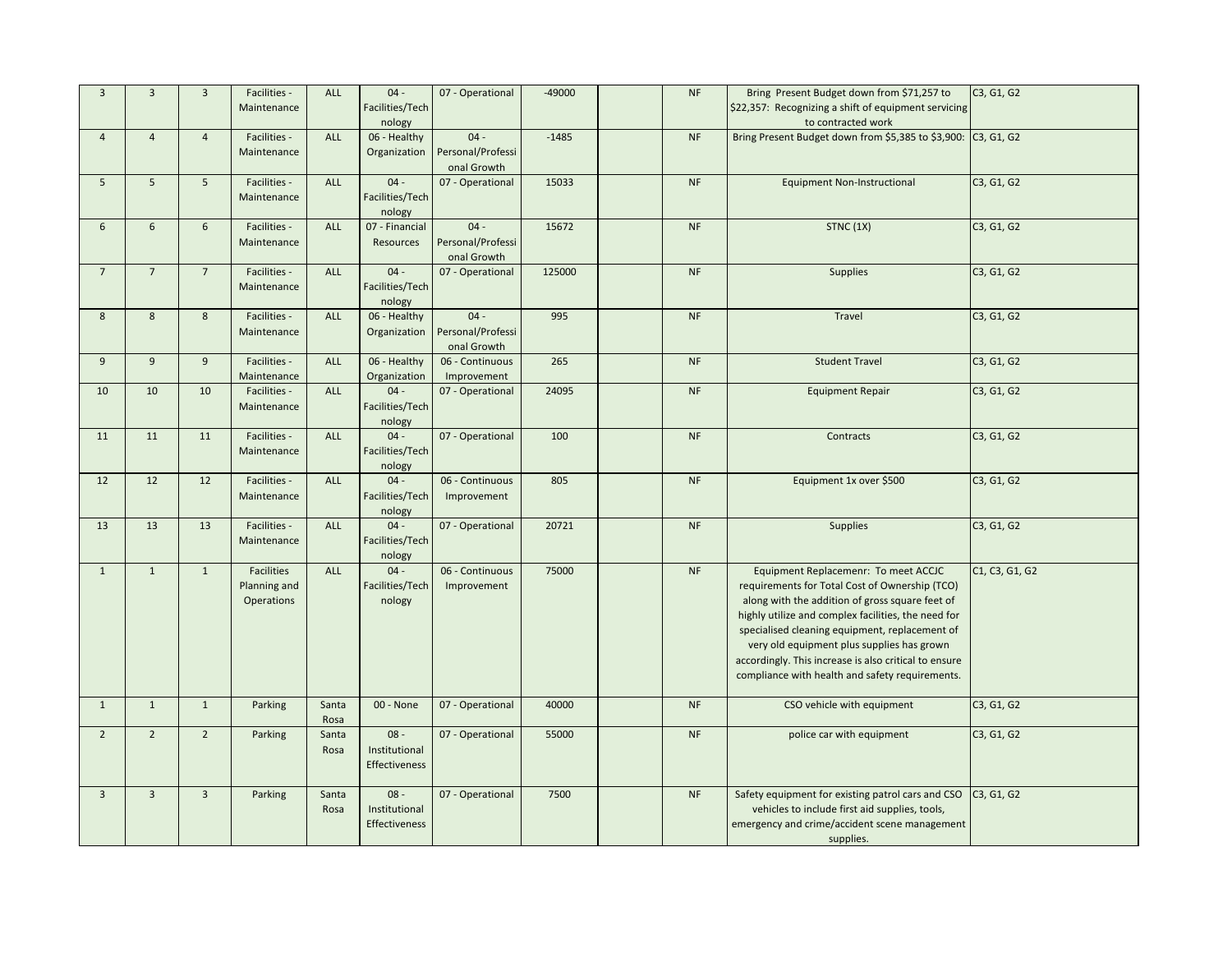| | | | | | | | | | | | |
|---|---|---|---|---|---|---|---|---|---|---|---|
| 3 | 3 | 3 | Facilities - Maintenance | ALL | 04 - Facilities/Technology | 07 - Operational | -49000 | | NF | Bring Present Budget down from $71,257 to $22,357: Recognizing a shift of equipment servicing to contracted work | C3, G1, G2 |
| 4 | 4 | 4 | Facilities - Maintenance | ALL | 06 - Healthy Organization | 04 - Personal/Professional Growth | -1485 | | NF | Bring Present Budget down from $5,385 to $3,900: | C3, G1, G2 |
| 5 | 5 | 5 | Facilities - Maintenance | ALL | 04 - Facilities/Technology | 07 - Operational | 15033 | | NF | Equipment Non-Instructional | C3, G1, G2 |
| 6 | 6 | 6 | Facilities - Maintenance | ALL | 07 - Financial Resources | 04 - Personal/Professional Growth | 15672 | | NF | STNC (1X) | C3, G1, G2 |
| 7 | 7 | 7 | Facilities - Maintenance | ALL | 04 - Facilities/Technology | 07 - Operational | 125000 | | NF | Supplies | C3, G1, G2 |
| 8 | 8 | 8 | Facilities - Maintenance | ALL | 06 - Healthy Organization | 04 - Personal/Professional Growth | 995 | | NF | Travel | C3, G1, G2 |
| 9 | 9 | 9 | Facilities - Maintenance | ALL | 06 - Healthy Organization | 06 - Continuous Improvement | 265 | | NF | Student Travel | C3, G1, G2 |
| 10 | 10 | 10 | Facilities - Maintenance | ALL | 04 - Facilities/Technology | 07 - Operational | 24095 | | NF | Equipment Repair | C3, G1, G2 |
| 11 | 11 | 11 | Facilities - Maintenance | ALL | 04 - Facilities/Technology | 07 - Operational | 100 | | NF | Contracts | C3, G1, G2 |
| 12 | 12 | 12 | Facilities - Maintenance | ALL | 04 - Facilities/Technology | 06 - Continuous Improvement | 805 | | NF | Equipment 1x over $500 | C3, G1, G2 |
| 13 | 13 | 13 | Facilities - Maintenance | ALL | 04 - Facilities/Technology | 07 - Operational | 20721 | | NF | Supplies | C3, G1, G2 |
| 1 | 1 | 1 | Facilities Planning and Operations | ALL | 04 - Facilities/Technology | 06 - Continuous Improvement | 75000 | | NF | Equipment Replacemenr: To meet ACCJC requirements for Total Cost of Ownership (TCO) along with the addition of gross square feet of highly utilize and complex facilities, the need for specialised cleaning equipment, replacement of very old equipment plus supplies has grown accordingly. This increase is also critical to ensure compliance with health and safety requirements. | C1, C3, G1, G2 |
| 1 | 1 | 1 | Parking | Santa Rosa | 00 - None | 07 - Operational | 40000 | | NF | CSO vehicle with equipment | C3, G1, G2 |
| 2 | 2 | 2 | Parking | Santa Rosa | 08 - Institutional Effectiveness | 07 - Operational | 55000 | | NF | police car with equipment | C3, G1, G2 |
| 3 | 3 | 3 | Parking | Santa Rosa | 08 - Institutional Effectiveness | 07 - Operational | 7500 | | NF | Safety equipment for existing patrol cars and CSO vehicles to include first aid supplies, tools, emergency and crime/accident scene management supplies. | C3, G1, G2 |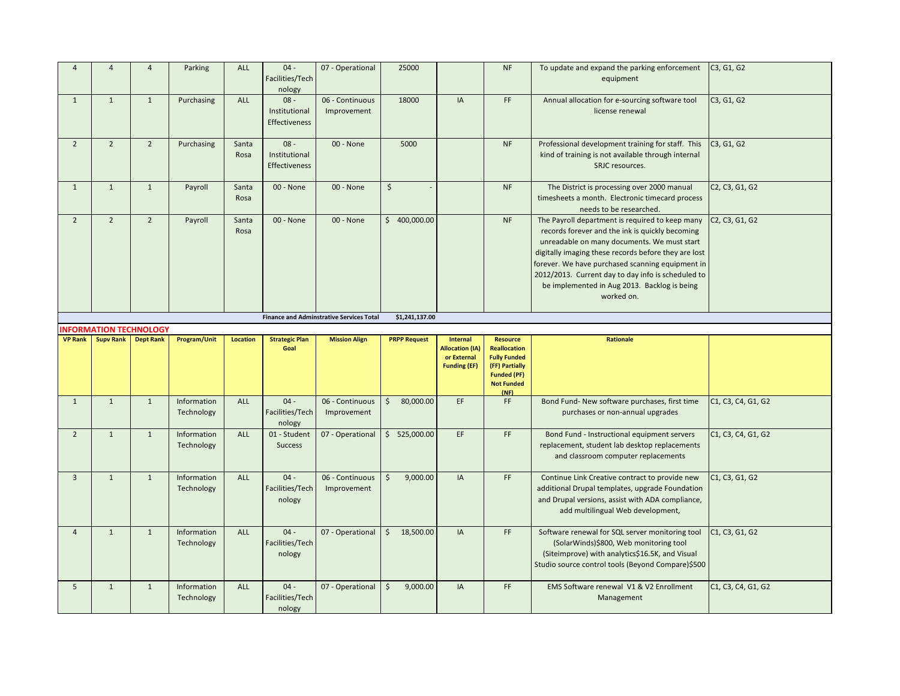| | | | | | | | | | | | |
|---|---|---|---|---|---|---|---|---|---|---|---|
| 4 | 4 | 4 | Parking | ALL | 04 - Facilities/Technology | 07 - Operational | 25000 | | NF | To update and expand the parking enforcement equipment | C3, G1, G2 |
| 1 | 1 | 1 | Purchasing | ALL | 08 - Institutional Effectiveness | 06 - Continuous Improvement | 18000 | IA | FF | Annual allocation for e-sourcing software tool license renewal | C3, G1, G2 |
| 2 | 2 | 2 | Purchasing | Santa Rosa | 08 - Institutional Effectiveness | 00 - None | 5000 | | NF | Professional development training for staff. This kind of training is not available through internal SRJC resources. | C3, G1, G2 |
| 1 | 1 | 1 | Payroll | Santa Rosa | 00 - None | 00 - None | $ - | | NF | The District is processing over 2000 manual timesheets a month. Electronic timecard process needs to be researched. | C2, C3, G1, G2 |
| 2 | 2 | 2 | Payroll | Santa Rosa | 00 - None | 00 - None | $ 400,000.00 | | NF | The Payroll department is required to keep many records forever and the ink is quickly becoming unreadable on many documents. We must start digitally imaging these records before they are lost forever. We have purchased scanning equipment in 2012/2013. Current day to day info is scheduled to be implemented in Aug 2013. Backlog is being worked on. | C2, C3, G1, G2 |
| | | | | | **Finance and Adminstrative Services Total** | | **$1,241,137.00** | | | | |

**INFORMATION TECHNOLOGY**

| VP Rank | Supv Rank | Dept Rank | Program/Unit | Location | Strategic Plan Goal | Mission Align | PRPP Request | Internal Allocation (IA) or External Funding (EF) | Resource Reallocation Fully Funded (FF) Partially Funded (PF) Not Funded (NF) | Rationale | |
|---|---|---|---|---|---|---|---|---|---|---|---|
| 1 | 1 | 1 | Information Technology | ALL | 04 - Facilities/Technology | 06 - Continuous Improvement | $ 80,000.00 | EF | FF | Bond Fund- New software purchases, first time purchases or non-annual upgrades | C1, C3, C4, G1, G2 |
| 2 | 1 | 1 | Information Technology | ALL | 01 - Student Success | 07 - Operational | $ 525,000.00 | EF | FF | Bond Fund - Instructional equipment servers replacement, student lab desktop replacements and classroom computer replacements | C1, C3, C4, G1, G2 |
| 3 | 1 | 1 | Information Technology | ALL | 04 - Facilities/Technology | 06 - Continuous Improvement | $ 9,000.00 | IA | FF | Continue Link Creative contract to provide new additional Drupal templates, upgrade Foundation and Drupal versions, assist with ADA compliance, add multilingual Web development, | C1, C3, G1, G2 |
| 4 | 1 | 1 | Information Technology | ALL | 04 - Facilities/Technology | 07 - Operational | $ 18,500.00 | IA | FF | Software renewal for SQL server monitoring tool (SolarWinds)$800, Web monitoring tool (Siteimprove) with analytics$16.5K, and Visual Studio source control tools (Beyond Compare)$500 | C1, C3, G1, G2 |
| 5 | 1 | 1 | Information Technology | ALL | 04 - Facilities/Technology | 07 - Operational | $ 9,000.00 | IA | FF | EMS Software renewal V1 & V2 Enrollment Management | C1, C3, C4, G1, G2 |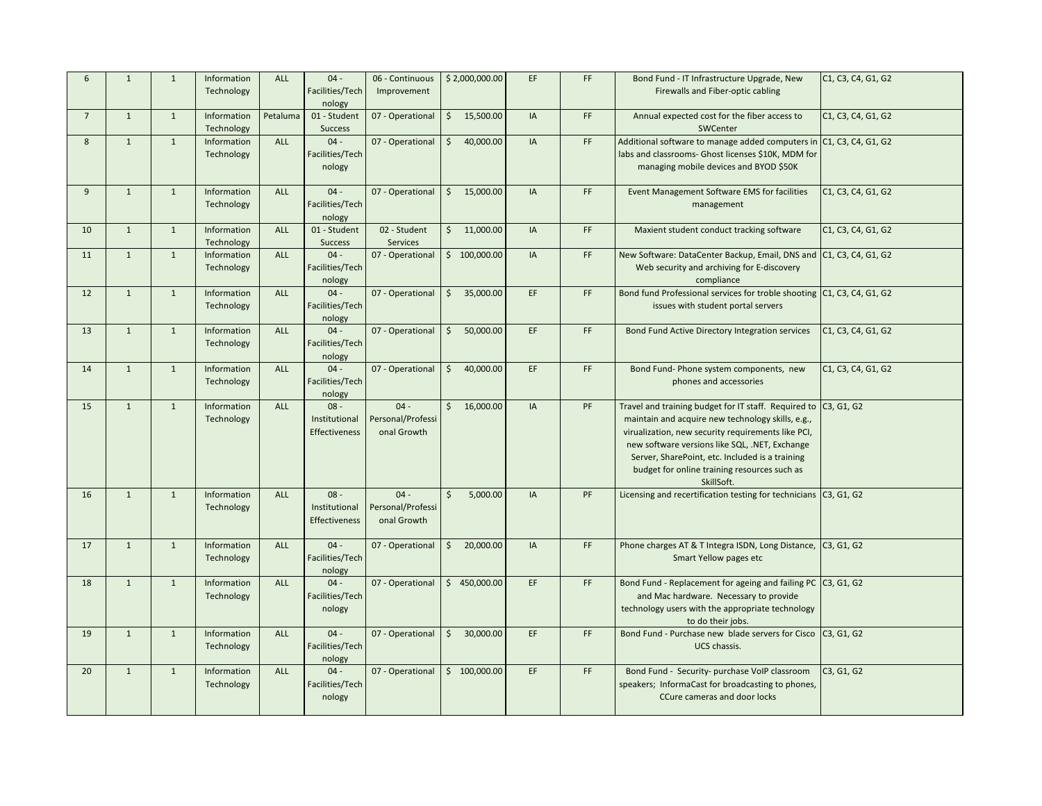| | | | | | | | | | | | |
|---|---|---|---|---|---|---|---|---|---|---|---|
| 6 | 1 | 1 | Information Technology | ALL | 04 - Facilities/Technology | 06 - Continuous Improvement | $ 2,000,000.00 | EF | FF | Bond Fund - IT Infrastructure Upgrade, New Firewalls and Fiber-optic cabling | C1, C3, C4, G1, G2 |
| 7 | 1 | 1 | Information Technology | Petaluma | 01 - Student Success | 07 - Operational | $ 15,500.00 | IA | FF | Annual expected cost for the fiber access to SWCenter | C1, C3, C4, G1, G2 |
| 8 | 1 | 1 | Information Technology | ALL | 04 - Facilities/Technology | 07 - Operational | $ 40,000.00 | IA | FF | Additional software to manage added computers in labs and classrooms- Ghost licenses $10K, MDM for managing mobile devices and BYOD $50K | C1, C3, C4, G1, G2 |
| 9 | 1 | 1 | Information Technology | ALL | 04 - Facilities/Technology | 07 - Operational | $ 15,000.00 | IA | FF | Event Management Software EMS for facilities management | C1, C3, C4, G1, G2 |
| 10 | 1 | 1 | Information Technology | ALL | 01 - Student Success | 02 - Student Services | $ 11,000.00 | IA | FF | Maxient student conduct tracking software | C1, C3, C4, G1, G2 |
| 11 | 1 | 1 | Information Technology | ALL | 04 - Facilities/Technology | 07 - Operational | $ 100,000.00 | IA | FF | New Software: DataCenter Backup, Email, DNS and Web security and archiving for E-discovery compliance | C1, C3, C4, G1, G2 |
| 12 | 1 | 1 | Information Technology | ALL | 04 - Facilities/Technology | 07 - Operational | $ 35,000.00 | EF | FF | Bond fund Professional services for troble shooting issues with student portal servers | C1, C3, C4, G1, G2 |
| 13 | 1 | 1 | Information Technology | ALL | 04 - Facilities/Technology | 07 - Operational | $ 50,000.00 | EF | FF | Bond Fund Active Directory Integration services | C1, C3, C4, G1, G2 |
| 14 | 1 | 1 | Information Technology | ALL | 04 - Facilities/Technology | 07 - Operational | $ 40,000.00 | EF | FF | Bond Fund- Phone system components, new phones and accessories | C1, C3, C4, G1, G2 |
| 15 | 1 | 1 | Information Technology | ALL | 08 - Institutional Effectiveness | 04 - Personal/Professional Growth | $ 16,000.00 | IA | PF | Travel and training budget for IT staff. Required to maintain and acquire new technology skills, e.g., virualization, new security requirements like PCI, new software versions like SQL, .NET, Exchange Server, SharePoint, etc. Included is a training budget for online training resources such as SkillSoft. | C3, G1, G2 |
| 16 | 1 | 1 | Information Technology | ALL | 08 - Institutional Effectiveness | 04 - Personal/Professional Growth | $ 5,000.00 | IA | PF | Licensing and recertification testing for technicians | C3, G1, G2 |
| 17 | 1 | 1 | Information Technology | ALL | 04 - Facilities/Technology | 07 - Operational | $ 20,000.00 | IA | FF | Phone charges AT & T Integra ISDN, Long Distance, Smart Yellow pages etc | C3, G1, G2 |
| 18 | 1 | 1 | Information Technology | ALL | 04 - Facilities/Technology | 07 - Operational | $ 450,000.00 | EF | FF | Bond Fund - Replacement for ageing and failing PC and Mac hardware. Necessary to provide technology users with the appropriate technology to do their jobs. | C3, G1, G2 |
| 19 | 1 | 1 | Information Technology | ALL | 04 - Facilities/Technology | 07 - Operational | $ 30,000.00 | EF | FF | Bond Fund - Purchase new blade servers for Cisco UCS chassis. | C3, G1, G2 |
| 20 | 1 | 1 | Information Technology | ALL | 04 - Facilities/Technology | 07 - Operational | $ 100,000.00 | EF | FF | Bond Fund - Security- purchase VoIP classroom speakers; InformaCast for broadcasting to phones, CCure cameras and door locks | C3, G1, G2 |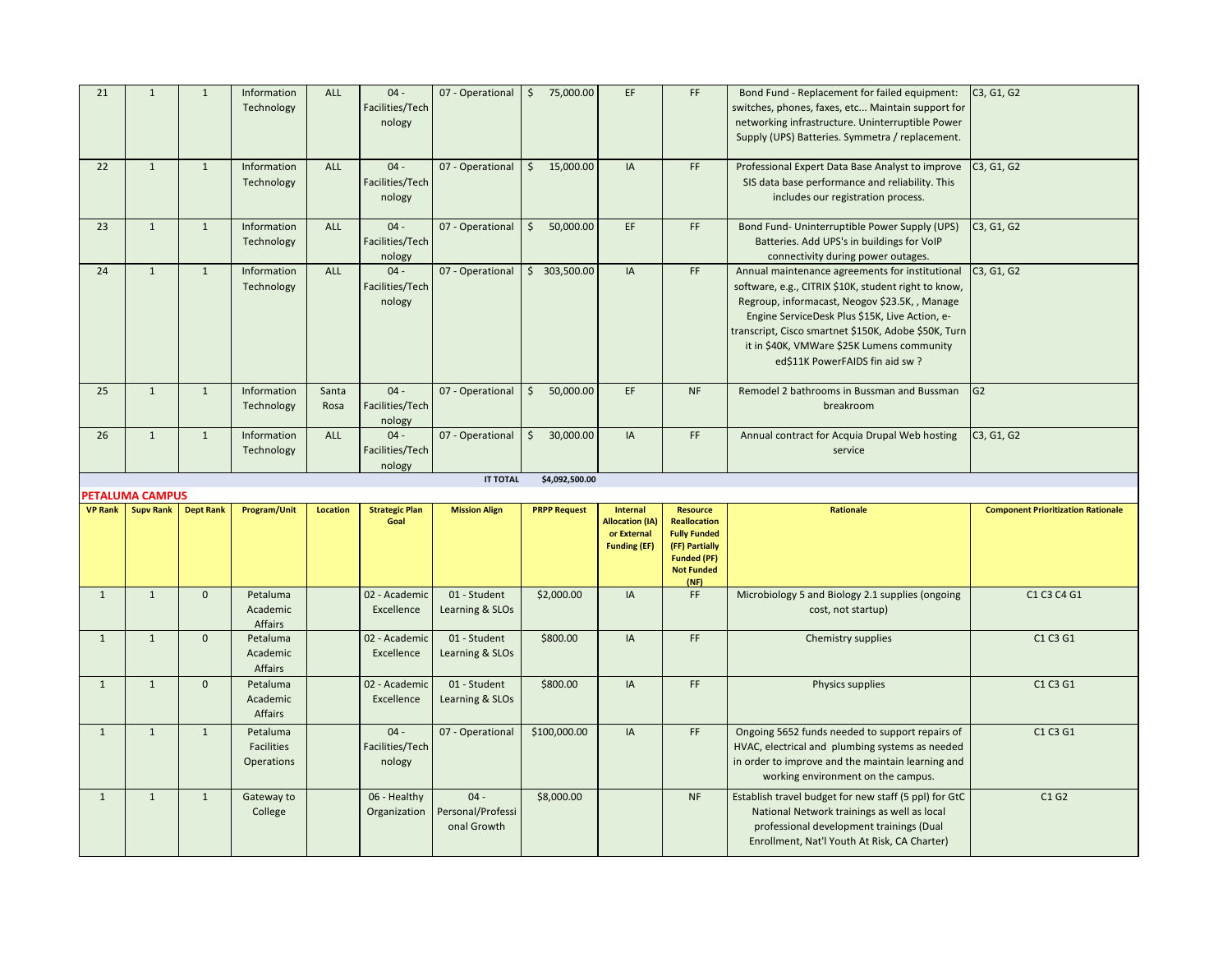| 21 | 1 | 1 | Information Technology | ALL | 04 - Facilities/Technology | 07 - Operational | $ 75,000.00 | EF | FF | Bond Fund - Replacement for failed equipment: switches, phones, faxes, etc... Maintain support for networking infrastructure. Uninterruptible Power Supply (UPS) Batteries. Symmetra / replacement. | C3, G1, G2 |
|---|---|---|---|---|---|---|---|---|---|---|---|
| 22 | 1 | 1 | Information Technology | ALL | 04 - Facilities/Technology | 07 - Operational | $ 15,000.00 | IA | FF | Professional Expert Data Base Analyst to improve SIS data base performance and reliability. This includes our registration process. | C3, G1, G2 |
| 23 | 1 | 1 | Information Technology | ALL | 04 - Facilities/Technology | 07 - Operational | $ 50,000.00 | EF | FF | Bond Fund- Uninterruptible Power Supply (UPS) Batteries. Add UPS's in buildings for VoIP connectivity during power outages. | C3, G1, G2 |
| 24 | 1 | 1 | Information Technology | ALL | 04 - Facilities/Technology | 07 - Operational | $ 303,500.00 | IA | FF | Annual maintenance agreements for institutional software, e.g., CITRIX $10K, student right to know, Regroup, informacast, Neogov $23.5K, , Manage Engine ServiceDesk Plus $15K, Live Action, e-transcript, Cisco smartnet $150K, Adobe $50K, Turn it in $40K, VMWare $25K Lumens community ed$11K PowerFAIDS fin aid sw ? | C3, G1, G2 |
| 25 | 1 | 1 | Information Technology | Santa Rosa | 04 - Facilities/Technology | 07 - Operational | $ 50,000.00 | EF | NF | Remodel 2 bathrooms in Bussman and Bussman breakroom | G2 |
| 26 | 1 | 1 | Information Technology | ALL | 04 - Facilities/Technology | 07 - Operational | $ 30,000.00 | IA | FF | Annual contract for Acquia Drupal Web hosting service | C3, G1, G2 |
| | | | | | | IT TOTAL | $4,092,500.00 | | | | |

**PETALUMA CAMPUS**

| VP Rank | Supv Rank | Dept Rank | Program/Unit | Location | Strategic Plan Goal | Mission Align | PRPP Request | Internal Allocation (IA) or External Funding (EF) | Resource Reallocation Fully Funded (FF) Partially Funded (PF) Not Funded (NF) | Rationale | Component Prioritization Rationale |
|---|---|---|---|---|---|---|---|---|---|---|---|
| 1 | 1 | 0 | Petaluma Academic Affairs | | 02 - Academic Excellence | 01 - Student Learning & SLOs | $2,000.00 | IA | FF | Microbiology 5 and Biology 2.1 supplies (ongoing cost, not startup) | C1 C3 C4 G1 |
| 1 | 1 | 0 | Petaluma Academic Affairs | | 02 - Academic Excellence | 01 - Student Learning & SLOs | $800.00 | IA | FF | Chemistry supplies | C1 C3 G1 |
| 1 | 1 | 0 | Petaluma Academic Affairs | | 02 - Academic Excellence | 01 - Student Learning & SLOs | $800.00 | IA | FF | Physics supplies | C1 C3 G1 |
| 1 | 1 | 1 | Petaluma Facilities Operations | | 04 - Facilities/Technology | 07 - Operational | $100,000.00 | IA | FF | Ongoing 5652 funds needed to support repairs of HVAC, electrical and plumbing systems as needed in order to improve and the maintain learning and working environment on the campus. | C1 C3 G1 |
| 1 | 1 | 1 | Gateway to College | | 06 - Healthy Organization | 04 - Personal/Professional Growth | $8,000.00 | | NF | Establish travel budget for new staff (5 ppl) for GtC National Network trainings as well as local professional development trainings (Dual Enrollment, Nat'l Youth At Risk, CA Charter) | C1 G2 |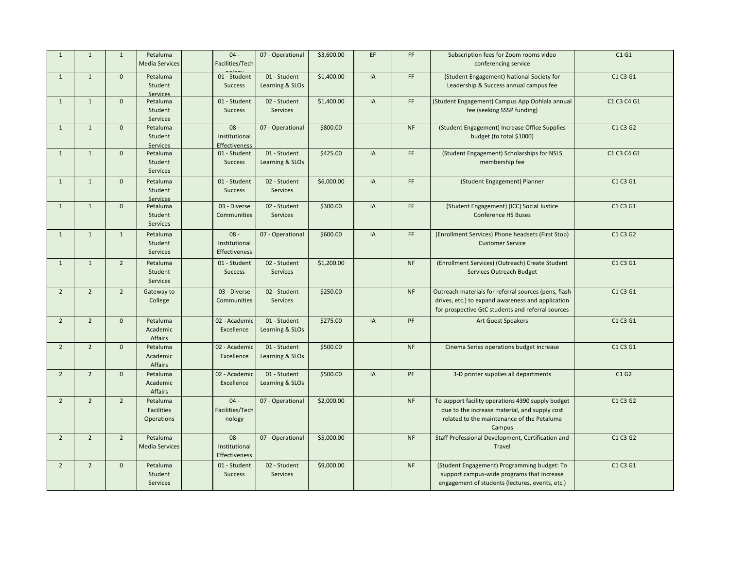| | | | | | | | | | | | |
|---|---|---|---|---|---|---|---|---|---|---|---|
| 1 | 1 | 1 | Petaluma Media Services | | 04 - Facilities/Technology | 07 - Operational | $3,600.00 | EF | FF | Subscription fees for Zoom rooms video conferencing service | C1 G1 |
| 1 | 1 | 0 | Petaluma Student Services | | 01 - Student Success | 01 - Student Learning & SLOs | $1,400.00 | IA | FF | (Student Engagement) National Society for Leadership & Success annual campus fee | C1 C3 G1 |
| 1 | 1 | 0 | Petaluma Student Services | | 01 - Student Success | 02 - Student Services | $1,400.00 | IA | FF | (Student Engagement) Campus App Oohlala annual fee (seeking SSSP funding) | C1 C3 C4 G1 |
| 1 | 1 | 0 | Petaluma Student Services | | 08 - Institutional Effectiveness | 07 - Operational | $800.00 | | NF | (Student Engagement) Increase Office Supplies budget (to total $1000) | C1 C3 G2 |
| 1 | 1 | 0 | Petaluma Student Services | | 01 - Student Success | 01 - Student Learning & SLOs | $425.00 | IA | FF | (Student Engagement) Scholarships for NSLS membership fee | C1 C3 C4 G1 |
| 1 | 1 | 0 | Petaluma Student Services | | 01 - Student Success | 02 - Student Services | $6,000.00 | IA | FF | (Student Engagement) Planner | C1 C3 G1 |
| 1 | 1 | 0 | Petaluma Student Services | | 03 - Diverse Communities | 02 - Student Services | $300.00 | IA | FF | (Student Engagement) (ICC) Social Justice Conference HS Buses | C1 C3 G1 |
| 1 | 1 | 1 | Petaluma Student Services | | 08 - Institutional Effectiveness | 07 - Operational | $600.00 | IA | FF | (Enrollment Services) Phone headsets (First Stop) Customer Service | C1 C3 G2 |
| 1 | 1 | 2 | Petaluma Student Services | | 01 - Student Success | 02 - Student Services | $1,200.00 | | NF | (Enrollment Services) (Outreach) Create Student Services Outreach Budget | C1 C3 G1 |
| 2 | 2 | 2 | Gateway to College | | 03 - Diverse Communities | 02 - Student Services | $250.00 | | NF | Outreach materials for referral sources (pens, flash drives, etc.) to expand awareness and application for prospective GtC students and referral sources | C1 C3 G1 |
| 2 | 2 | 0 | Petaluma Academic Affairs | | 02 - Academic Excellence | 01 - Student Learning & SLOs | $275.00 | IA | PF | Art Guest Speakers | C1 C3 G1 |
| 2 | 2 | 0 | Petaluma Academic Affairs | | 02 - Academic Excellence | 01 - Student Learning & SLOs | $500.00 | | NF | Cinema Series operations budget increase | C1 C3 G1 |
| 2 | 2 | 0 | Petaluma Academic Affairs | | 02 - Academic Excellence | 01 - Student Learning & SLOs | $500.00 | IA | PF | 3-D printer supplies all departments | C1 G2 |
| 2 | 2 | 2 | Petaluma Facilities Operations | | 04 - Facilities/Technology | 07 - Operational | $2,000.00 | | NF | To support facility operations 4390 supply budget due to the increase material, and supply cost related to the maintenance of the Petaluma Campus | C1 C3 G2 |
| 2 | 2 | 2 | Petaluma Media Services | | 08 - Institutional Effectiveness | 07 - Operational | $5,000.00 | | NF | Staff Professional Development, Certification and Travel | C1 C3 G2 |
| 2 | 2 | 0 | Petaluma Student Services | | 01 - Student Success | 02 - Student Services | $9,000.00 | | NF | (Student Engagement) Programming budget: To support campus-wide programs that increase engagement of students (lectures, events, etc.) | C1 C3 G1 |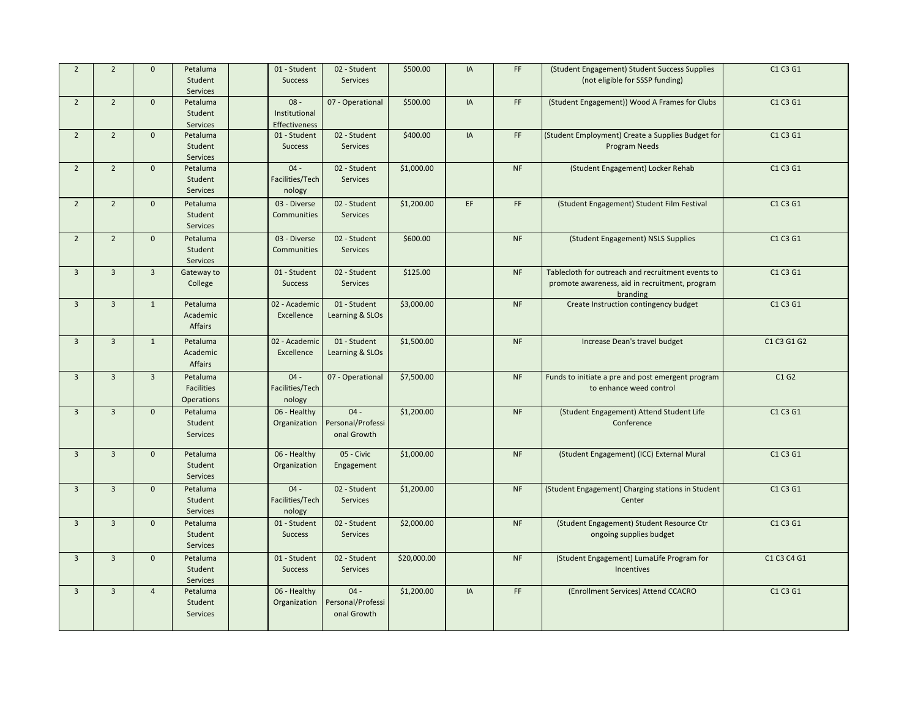| | | | | | | | | | | | |
|---|---|---|---|---|---|---|---|---|---|---|---|
| 2 | 2 | 0 | Petaluma Student Services | | 01 - Student Success | 02 - Student Services | $500.00 | IA | FF | (Student Engagement) Student Success Supplies (not eligible for SSSP funding) | C1 C3 G1 |
| 2 | 2 | 0 | Petaluma Student Services | | 08 - Institutional Effectiveness | 07 - Operational | $500.00 | IA | FF | (Student Engagement)) Wood A Frames for Clubs | C1 C3 G1 |
| 2 | 2 | 0 | Petaluma Student Services | | 01 - Student Success | 02 - Student Services | $400.00 | IA | FF | (Student Employment) Create a Supplies Budget for Program Needs | C1 C3 G1 |
| 2 | 2 | 0 | Petaluma Student Services | | 04 - Facilities/Technology | 02 - Student Services | $1,000.00 | | NF | (Student Engagement) Locker Rehab | C1 C3 G1 |
| 2 | 2 | 0 | Petaluma Student Services | | 03 - Diverse Communities | 02 - Student Services | $1,200.00 | EF | FF | (Student Engagement) Student Film Festival | C1 C3 G1 |
| 2 | 2 | 0 | Petaluma Student Services | | 03 - Diverse Communities | 02 - Student Services | $600.00 | | NF | (Student Engagement) NSLS Supplies | C1 C3 G1 |
| 3 | 3 | 3 | Gateway to College | | 01 - Student Success | 02 - Student Services | $125.00 | | NF | Tablecloth for outreach and recruitment events to promote awareness, aid in recruitment, program branding | C1 C3 G1 |
| 3 | 3 | 1 | Petaluma Academic Affairs | | 02 - Academic Excellence | 01 - Student Learning & SLOs | $3,000.00 | | NF | Create Instruction contingency budget | C1 C3 G1 |
| 3 | 3 | 1 | Petaluma Academic Affairs | | 02 - Academic Excellence | 01 - Student Learning & SLOs | $1,500.00 | | NF | Increase Dean's travel budget | C1 C3 G1 G2 |
| 3 | 3 | 3 | Petaluma Facilities Operations | | 04 - Facilities/Technology | 07 - Operational | $7,500.00 | | NF | Funds to initiate a pre and post emergent program to enhance weed control | C1 G2 |
| 3 | 3 | 0 | Petaluma Student Services | | 06 - Healthy Organization | 04 - Personal/Professional Growth | $1,200.00 | | NF | (Student Engagement) Attend Student Life Conference | C1 C3 G1 |
| 3 | 3 | 0 | Petaluma Student Services | | 06 - Healthy Organization | 05 - Civic Engagement | $1,000.00 | | NF | (Student Engagement) (ICC) External Mural | C1 C3 G1 |
| 3 | 3 | 0 | Petaluma Student Services | | 04 - Facilities/Technology | 02 - Student Services | $1,200.00 | | NF | (Student Engagement) Charging stations in Student Center | C1 C3 G1 |
| 3 | 3 | 0 | Petaluma Student Services | | 01 - Student Success | 02 - Student Services | $2,000.00 | | NF | (Student Engagement) Student Resource Ctr ongoing supplies budget | C1 C3 G1 |
| 3 | 3 | 0 | Petaluma Student Services | | 01 - Student Success | 02 - Student Services | $20,000.00 | | NF | (Student Engagement) LumaLife Program for Incentives | C1 C3 C4 G1 |
| 3 | 3 | 4 | Petaluma Student Services | | 06 - Healthy Organization | 04 - Personal/Professional Growth | $1,200.00 | IA | FF | (Enrollment Services) Attend CCACRO | C1 C3 G1 |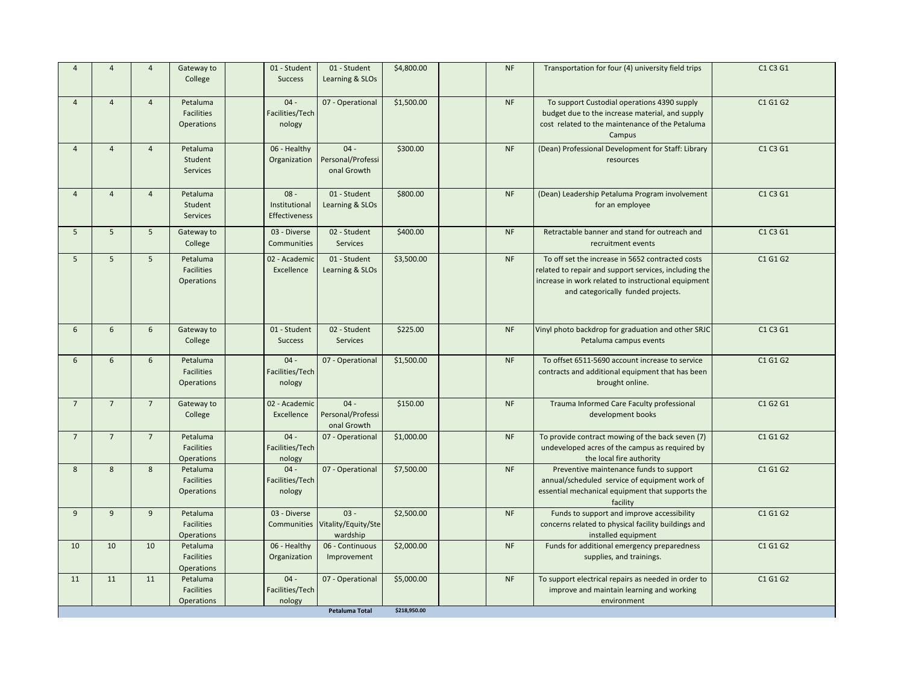| | | | | | | | | | | | |
|---|---|---|---|---|---|---|---|---|---|---|---|
| 4 | 4 | 4 | Gateway to College | | 01 - Student Success | 01 - Student Learning & SLOs | $4,800.00 | | NF | Transportation for four (4) university field trips | C1 C3 G1 |
| 4 | 4 | 4 | Petaluma Facilities Operations | | 04 - Facilities/Technology | 07 - Operational | $1,500.00 | | NF | To support Custodial operations 4390 supply budget due to the increase material, and supply cost related to the maintenance of the Petaluma Campus | C1 G1 G2 |
| 4 | 4 | 4 | Petaluma Student Services | | 06 - Healthy Organization | 04 - Personal/Professional Growth | $300.00 | | NF | (Dean) Professional Development for Staff: Library resources | C1 C3 G1 |
| 4 | 4 | 4 | Petaluma Student Services | | 08 - Institutional Effectiveness | 01 - Student Learning & SLOs | $800.00 | | NF | (Dean) Leadership Petaluma Program involvement for an employee | C1 C3 G1 |
| 5 | 5 | 5 | Gateway to College | | 03 - Diverse Communities | 02 - Student Services | $400.00 | | NF | Retractable banner and stand for outreach and recruitment events | C1 C3 G1 |
| 5 | 5 | 5 | Petaluma Facilities Operations | | 02 - Academic Excellence | 01 - Student Learning & SLOs | $3,500.00 | | NF | To off set the increase in 5652 contracted costs related to repair and support services, including the increase in work related to instructional equipment and categorically funded projects. | C1 G1 G2 |
| 6 | 6 | 6 | Gateway to College | | 01 - Student Success | 02 - Student Services | $225.00 | | NF | Vinyl photo backdrop for graduation and other SRJC Petaluma campus events | C1 C3 G1 |
| 6 | 6 | 6 | Petaluma Facilities Operations | | 04 - Facilities/Technology | 07 - Operational | $1,500.00 | | NF | To offset 6511-5690 account increase to service contracts and additional equipment that has been brought online. | C1 G1 G2 |
| 7 | 7 | 7 | Gateway to College | | 02 - Academic Excellence | 04 - Personal/Professional Growth | $150.00 | | NF | Trauma Informed Care Faculty professional development books | C1 G2 G1 |
| 7 | 7 | 7 | Petaluma Facilities Operations | | 04 - Facilities/Technology | 07 - Operational | $1,000.00 | | NF | To provide contract mowing of the back seven (7) undeveloped acres of the campus as required by the local fire authority | C1 G1 G2 |
| 8 | 8 | 8 | Petaluma Facilities Operations | | 04 - Facilities/Technology | 07 - Operational | $7,500.00 | | NF | Preventive maintenance funds to support annual/scheduled service of equipment work of essential mechanical equipment that supports the facility | C1 G1 G2 |
| 9 | 9 | 9 | Petaluma Facilities Operations | | 03 - Diverse Communities | 03 - Vitality/Equity/Stewardship | $2,500.00 | | NF | Funds to support and improve accessibility concerns related to physical facility buildings and installed equipment | C1 G1 G2 |
| 10 | 10 | 10 | Petaluma Facilities Operations | | 06 - Healthy Organization | 06 - Continuous Improvement | $2,000.00 | | NF | Funds for additional emergency preparedness supplies, and trainings. | C1 G1 G2 |
| 11 | 11 | 11 | Petaluma Facilities Operations | | 04 - Facilities/Technology | 07 - Operational | $5,000.00 | | NF | To support electrical repairs as needed in order to improve and maintain learning and working environment | C1 G1 G2 |
| | | | | | | **Petaluma Total** | **$218,950.00** | | | | |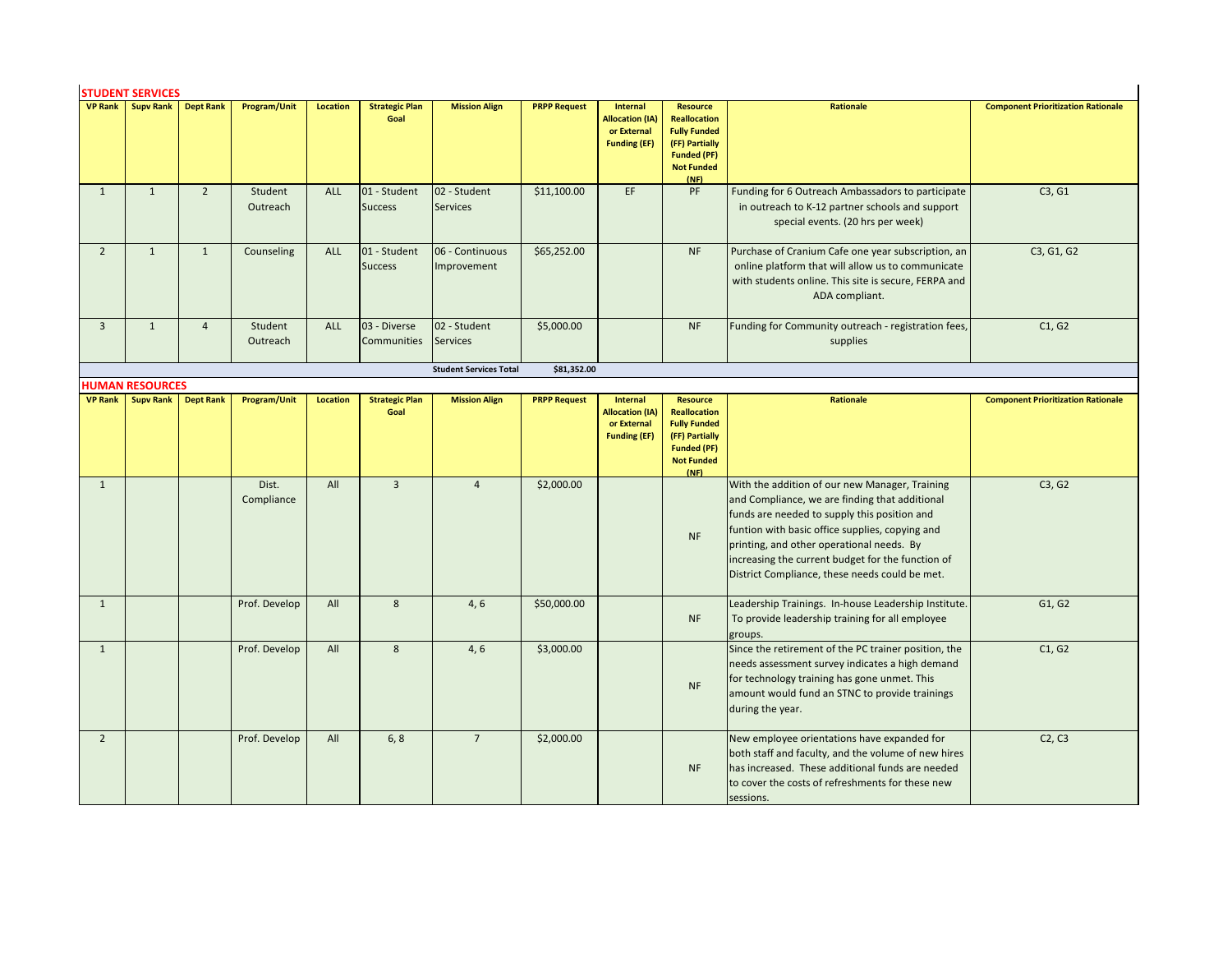## STUDENT SERVICES

| VP Rank | Supv Rank | Dept Rank | Program/Unit | Location | Strategic Plan Goal | Mission Align | PRPP Request | Internal Allocation (IA) or External Funding (EF) | Resource Reallocation Fully Funded (FF) Partially Funded (PF) Not Funded (NF) | Rationale | Component Prioritization Rationale |
|---|---|---|---|---|---|---|---|---|---|---|---|
| 1 | 1 | 2 | Student Outreach | ALL | 01 - Student Success | 02 - Student Services | $11,100.00 | EF | PF | Funding for 6 Outreach Ambassadors to participate in outreach to K-12 partner schools and support special events. (20 hrs per week) | C3, G1 |
| 2 | 1 | 1 | Counseling | ALL | 01 - Student Success | 06 - Continuous Improvement | $65,252.00 | | NF | Purchase of Cranium Cafe one year subscription, an online platform that will allow us to communicate with students online. This site is secure, FERPA and ADA compliant. | C3, G1, G2 |
| 3 | 1 | 4 | Student Outreach | ALL | 03 - Diverse Communities | 02 - Student Services | $5,000.00 | | NF | Funding for Community outreach - registration fees, supplies | C1, G2 |
| | | | | | | **Student Services Total** | **$81,352.00** | | | | |

## HUMAN RESOURCES

| VP Rank | Supv Rank | Dept Rank | Program/Unit | Location | Strategic Plan Goal | Mission Align | PRPP Request | Internal Allocation (IA) or External Funding (EF) | Resource Reallocation Fully Funded (FF) Partially Funded (PF) Not Funded (NF) | Rationale | Component Prioritization Rationale |
|---|---|---|---|---|---|---|---|---|---|---|---|
| 1 | | | Dist. Compliance | All | 3 | 4 | $2,000.00 | | NF | With the addition of our new Manager, Training and Compliance, we are finding that additional funds are needed to supply this position and funtion with basic office supplies, copying and printing, and other operational needs. By increasing the current budget for the function of District Compliance, these needs could be met. | C3, G2 |
| 1 | | | Prof. Develop | All | 8 | 4, 6 | $50,000.00 | | NF | Leadership Trainings. In-house Leadership Institute. To provide leadership training for all employee groups. | G1, G2 |
| 1 | | | Prof. Develop | All | 8 | 4, 6 | $3,000.00 | | NF | Since the retirement of the PC trainer position, the needs assessment survey indicates a high demand for technology training has gone unmet. This amount would fund an STNC to provide trainings during the year. | C1, G2 |
| 2 | | | Prof. Develop | All | 6, 8 | 7 | $2,000.00 | | NF | New employee orientations have expanded for both staff and faculty, and the volume of new hires has increased. These additional funds are needed to cover the costs of refreshments for these new sessions. | C2, C3 |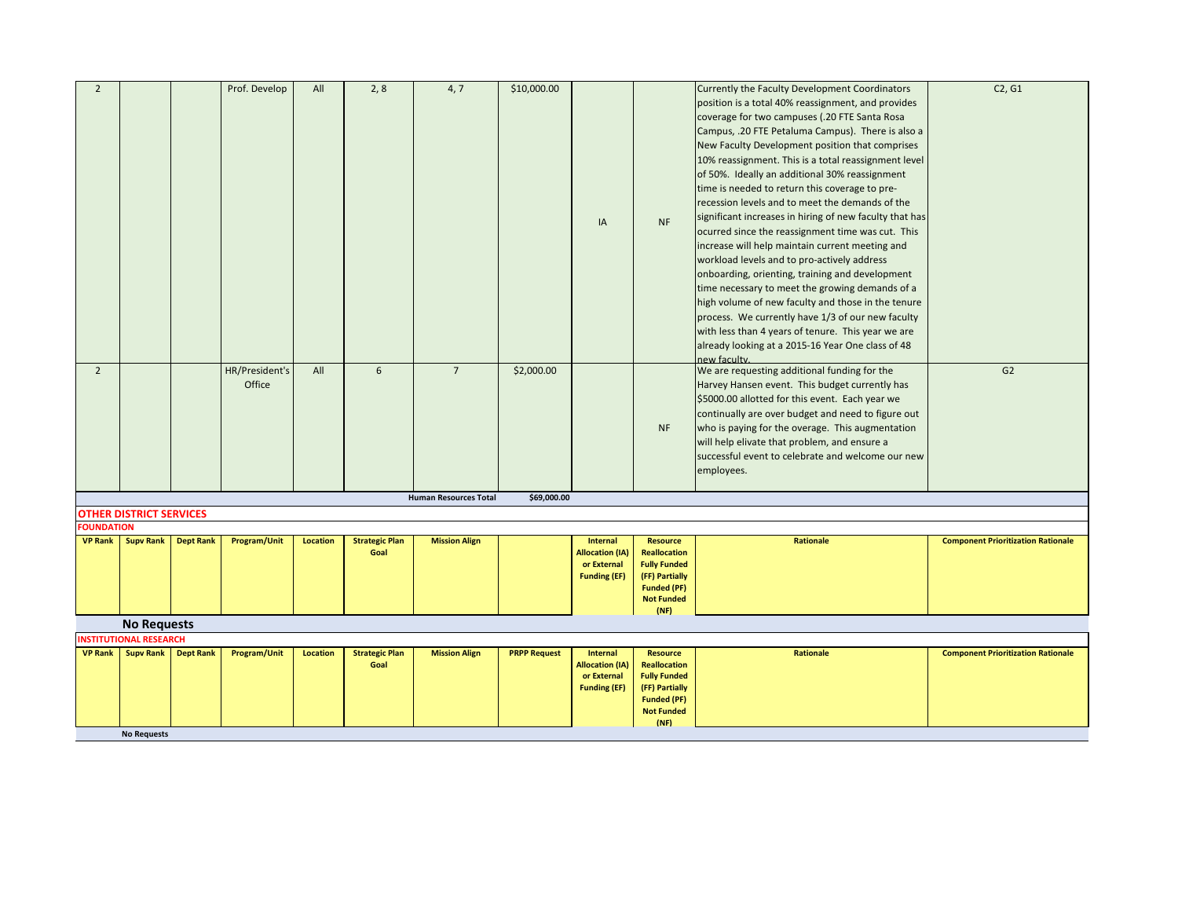| | | | | | | | | | | | |
|---|---|---|---|---|---|---|---|---|---|---|---|
| 2 | | | Prof. Develop | All | 2, 8 | 4, 7 | $10,000.00 | IA | NF | Currently the Faculty Development Coordinators position is a total 40% reassignment, and provides coverage for two campuses (.20 FTE Santa Rosa Campus, .20 FTE Petaluma Campus). There is also a New Faculty Development position that comprises 10% reassignment. This is a total reassignment level of 50%. Ideally an additional 30% reassignment time is needed to return this coverage to pre-recession levels and to meet the demands of the significant increases in hiring of new faculty that has ocurred since the reassignment time was cut. This increase will help maintain current meeting and workload levels and to pro-actively address onboarding, orienting, training and development time necessary to meet the growing demands of a high volume of new faculty and those in the tenure process. We currently have 1/3 of our new faculty with less than 4 years of tenure. This year we are already looking at a 2015-16 Year One class of 48 new faculty. | C2, G1 |
| 2 | | | HR/President's Office | All | 6 | 7 | $2,000.00 | | NF | We are requesting additional funding for the Harvey Hansen event. This budget currently has $5000.00 allotted for this event. Each year we continually are over budget and need to figure out who is paying for the overage. This augmentation will help elivate that problem, and ensure a successful event to celebrate and welcome our new employees. | G2 |
| | | | | | | **Human Resources Total** | **$69,000.00** | | | | |

## OTHER DISTRICT SERVICES

### FOUNDATION

| VP Rank | Supv Rank | Dept Rank | Program/Unit | Location | Strategic Plan Goal | Mission Align | | Internal Allocation (IA) or External Funding (EF) | Resource Reallocation Fully Funded (FF) Partially Funded (PF) Not Funded (NF) | Rationale | Component Prioritization Rationale |
|---|---|---|---|---|---|---|---|---|---|---|---|

**No Requests**

### INSTITUTIONAL RESEARCH

| VP Rank | Supv Rank | Dept Rank | Program/Unit | Location | Strategic Plan Goal | Mission Align | PRPP Request | Internal Allocation (IA) or External Funding (EF) | Resource Reallocation Fully Funded (FF) Partially Funded (PF) Not Funded (NF) | Rationale | Component Prioritization Rationale |
|---|---|---|---|---|---|---|---|---|---|---|---|

**No Requests**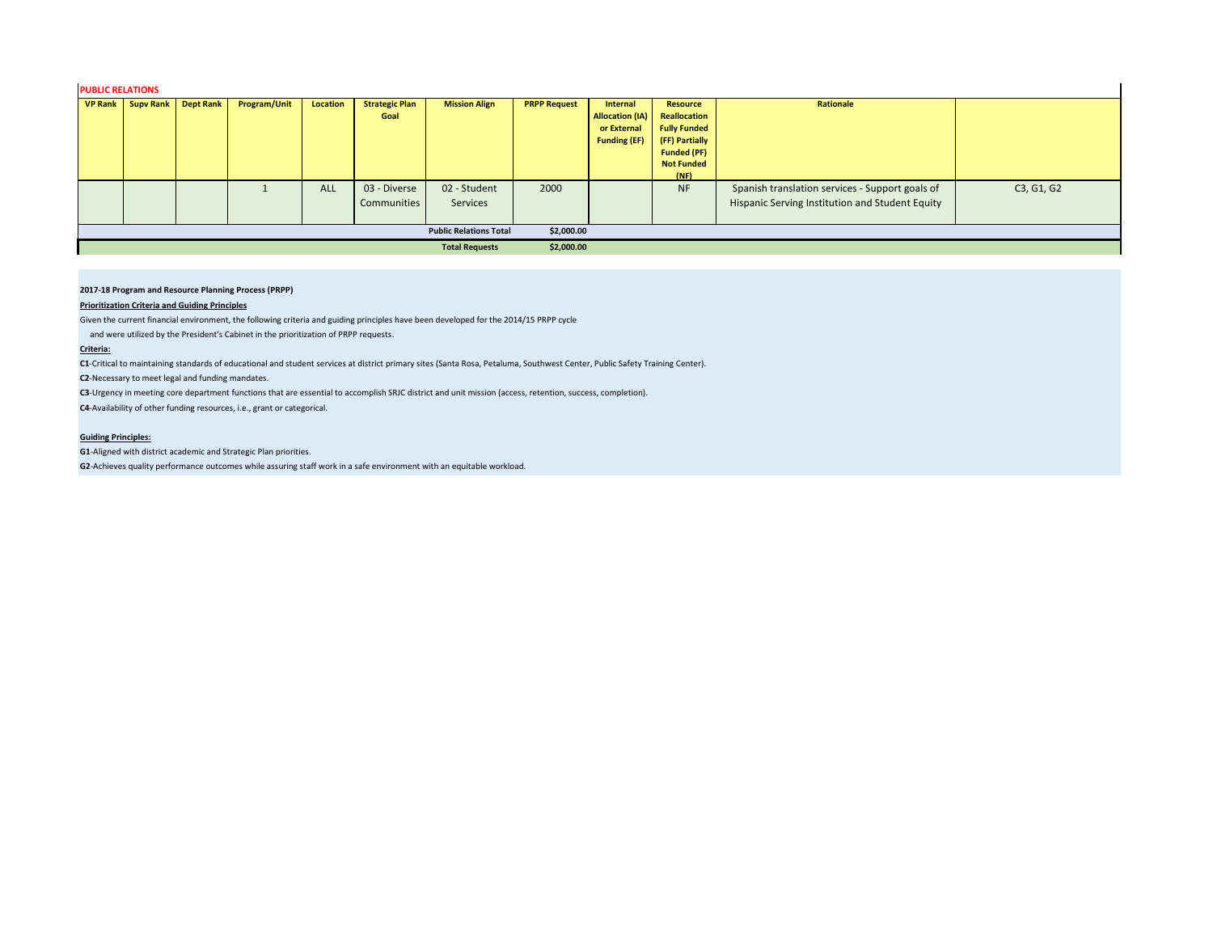**PUBLIC RELATIONS**

| VP Rank | Supv Rank | Dept Rank | Program/Unit | Location | Strategic Plan Goal | Mission Align | PRPP Request | Internal Allocation (IA) or External Funding (EF) | Resource Reallocation Fully Funded (FF) Partially Funded (PF) Not Funded (NF) | Rationale | |
|---|---|---|---|---|---|---|---|---|---|---|---|
| | | | 1 | ALL | 03 - Diverse Communities | 02 - Student Services | 2000 | | NF | Spanish translation services - Support goals of Hispanic Serving Institution and Student Equity | C3, G1, G2 |
| | | | | | | Public Relations Total | $2,000.00 | | | | |
| | | | | | | Total Requests | $2,000.00 | | | | |

**2017-18 Program and Resource Planning Process (PRPP)**

**Prioritization Criteria and Guiding Principles**

Given the current financial environment, the following criteria and guiding principles have been developed for the 2014/15 PRPP cycle and were utilized by the President's Cabinet in the prioritization of PRPP requests.

**Criteria:**

**C1**-Critical to maintaining standards of educational and student services at district primary sites (Santa Rosa, Petaluma, Southwest Center, Public Safety Training Center).

**C2**-Necessary to meet legal and funding mandates.

**C3**-Urgency in meeting core department functions that are essential to accomplish SRJC district and unit mission (access, retention, success, completion).

**C4**-Availability of other funding resources, i.e., grant or categorical.

**Guiding Principles:**

**G1**-Aligned with district academic and Strategic Plan priorities.

**G2**-Achieves quality performance outcomes while assuring staff work in a safe environment with an equitable workload.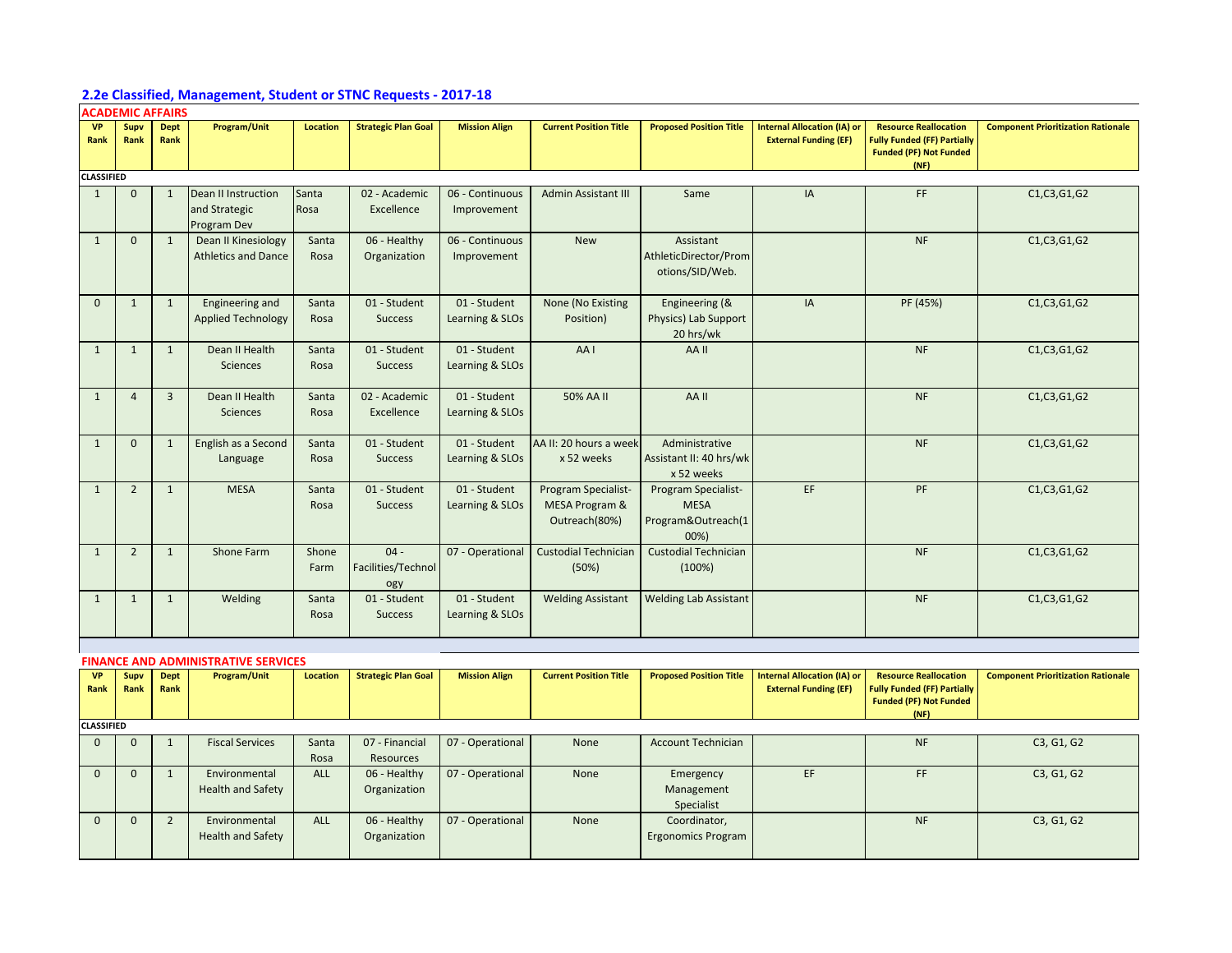## 2.2e Classified, Management, Student or STNC Requests - 2017-18

### ACADEMIC AFFAIRS

| VP Rank | Supv Rank | Dept Rank | Program/Unit | Location | Strategic Plan Goal | Mission Align | Current Position Title | Proposed Position Title | Internal Allocation (IA) or External Funding (EF) | Resource Reallocation Fully Funded (FF) Partially Funded (PF) Not Funded (NF) | Component Prioritization Rationale |
|---|---|---|---|---|---|---|---|---|---|---|---|
| **CLASSIFIED** | | | | | | | | | | | |
| 1 | 0 | 1 | Dean II Instruction and Strategic Program Dev | Santa Rosa | 02 - Academic Excellence | 06 - Continuous Improvement | Admin Assistant III | Same | IA | FF | C1,C3,G1,G2 |
| 1 | 0 | 1 | Dean II Kinesiology Athletics and Dance | Santa Rosa | 06 - Healthy Organization | 06 - Continuous Improvement | New | Assistant AthleticDirector/Promotions/SID/Web. | | NF | C1,C3,G1,G2 |
| 0 | 1 | 1 | Engineering and Applied Technology | Santa Rosa | 01 - Student Success | 01 - Student Learning & SLOs | None (No Existing Position) | Engineering (& Physics) Lab Support 20 hrs/wk | IA | PF (45%) | C1,C3,G1,G2 |
| 1 | 1 | 1 | Dean II Health Sciences | Santa Rosa | 01 - Student Success | 01 - Student Learning & SLOs | AA I | AA II | | NF | C1,C3,G1,G2 |
| 1 | 4 | 3 | Dean II Health Sciences | Santa Rosa | 02 - Academic Excellence | 01 - Student Learning & SLOs | 50% AA II | AA II | | NF | C1,C3,G1,G2 |
| 1 | 0 | 1 | English as a Second Language | Santa Rosa | 01 - Student Success | 01 - Student Learning & SLOs | AA II: 20 hours a week x 52 weeks | Administrative Assistant II: 40 hrs/wk x 52 weeks | | NF | C1,C3,G1,G2 |
| 1 | 2 | 1 | MESA | Santa Rosa | 01 - Student Success | 01 - Student Learning & SLOs | Program Specialist-MESA Program & Outreach(80%) | Program Specialist-MESA Program&Outreach(100%) | EF | PF | C1,C3,G1,G2 |
| 1 | 2 | 1 | Shone Farm | Shone Farm | 04 - Facilities/Technology | 07 - Operational | Custodial Technician (50%) | Custodial Technician (100%) | | NF | C1,C3,G1,G2 |
| 1 | 1 | 1 | Welding | Santa Rosa | 01 - Student Success | 01 - Student Learning & SLOs | Welding Assistant | Welding Lab Assistant | | NF | C1,C3,G1,G2 |

### FINANCE AND ADMINISTRATIVE SERVICES

| VP Rank | Supv Rank | Dept Rank | Program/Unit | Location | Strategic Plan Goal | Mission Align | Current Position Title | Proposed Position Title | Internal Allocation (IA) or External Funding (EF) | Resource Reallocation Fully Funded (FF) Partially Funded (PF) Not Funded (NF) | Component Prioritization Rationale |
|---|---|---|---|---|---|---|---|---|---|---|---|
| **CLASSIFIED** | | | | | | | | | | | |
| 0 | 0 | 1 | Fiscal Services | Santa Rosa | 07 - Financial Resources | 07 - Operational | None | Account Technician | | NF | C3, G1, G2 |
| 0 | 0 | 1 | Environmental Health and Safety | ALL | 06 - Healthy Organization | 07 - Operational | None | Emergency Management Specialist | EF | FF | C3, G1, G2 |
| 0 | 0 | 2 | Environmental Health and Safety | ALL | 06 - Healthy Organization | 07 - Operational | None | Coordinator, Ergonomics Program | | NF | C3, G1, G2 |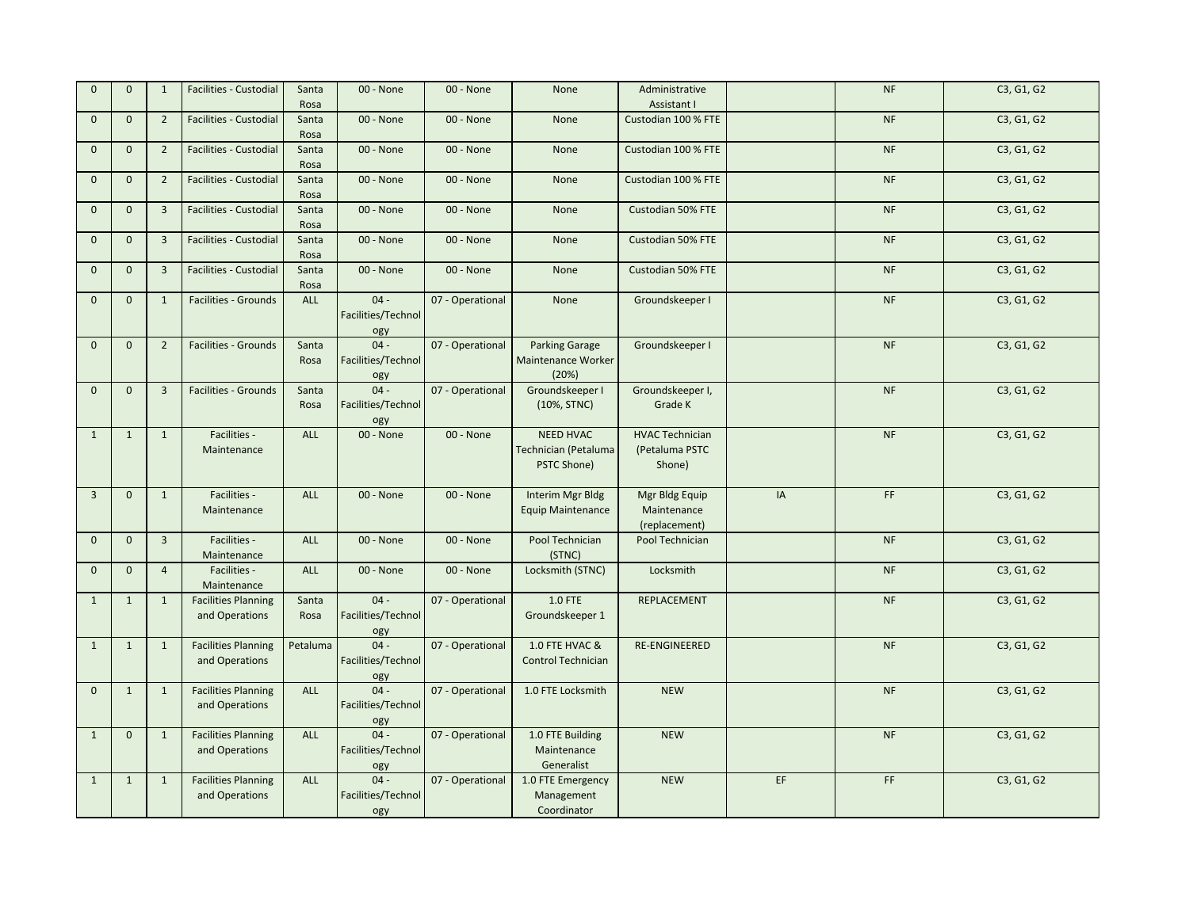| | | | | | | | | | | | |
|---|---|---|---|---|---|---|---|---|---|---|---|
| 0 | 0 | 1 | Facilities - Custodial | Santa Rosa | 00 - None | 00 - None | None | Administrative Assistant I | | NF | C3, G1, G2 |
| 0 | 0 | 2 | Facilities - Custodial | Santa Rosa | 00 - None | 00 - None | None | Custodian 100 % FTE | | NF | C3, G1, G2 |
| 0 | 0 | 2 | Facilities - Custodial | Santa Rosa | 00 - None | 00 - None | None | Custodian 100 % FTE | | NF | C3, G1, G2 |
| 0 | 0 | 2 | Facilities - Custodial | Santa Rosa | 00 - None | 00 - None | None | Custodian 100 % FTE | | NF | C3, G1, G2 |
| 0 | 0 | 3 | Facilities - Custodial | Santa Rosa | 00 - None | 00 - None | None | Custodian 50% FTE | | NF | C3, G1, G2 |
| 0 | 0 | 3 | Facilities - Custodial | Santa Rosa | 00 - None | 00 - None | None | Custodian 50% FTE | | NF | C3, G1, G2 |
| 0 | 0 | 3 | Facilities - Custodial | Santa Rosa | 00 - None | 00 - None | None | Custodian 50% FTE | | NF | C3, G1, G2 |
| 0 | 0 | 1 | Facilities - Grounds | ALL | 04 - Facilities/Technology | 07 - Operational | None | Groundskeeper I | | NF | C3, G1, G2 |
| 0 | 0 | 2 | Facilities - Grounds | Santa Rosa | 04 - Facilities/Technology | 07 - Operational | Parking Garage Maintenance Worker (20%) | Groundskeeper I | | NF | C3, G1, G2 |
| 0 | 0 | 3 | Facilities - Grounds | Santa Rosa | 04 - Facilities/Technology | 07 - Operational | Groundskeeper I (10%, STNC) | Groundskeeper I, Grade K | | NF | C3, G1, G2 |
| 1 | 1 | 1 | Facilities - Maintenance | ALL | 00 - None | 00 - None | NEED HVAC Technician (Petaluma PSTC Shone) | HVAC Technician (Petaluma PSTC Shone) | | NF | C3, G1, G2 |
| 3 | 0 | 1 | Facilities - Maintenance | ALL | 00 - None | 00 - None | Interim Mgr Bldg Equip Maintenance | Mgr Bldg Equip Maintenance (replacement) | IA | FF | C3, G1, G2 |
| 0 | 0 | 3 | Facilities - Maintenance | ALL | 00 - None | 00 - None | Pool Technician (STNC) | Pool Technician | | NF | C3, G1, G2 |
| 0 | 0 | 4 | Facilities - Maintenance | ALL | 00 - None | 00 - None | Locksmith (STNC) | Locksmith | | NF | C3, G1, G2 |
| 1 | 1 | 1 | Facilities Planning and Operations | Santa Rosa | 04 - Facilities/Technology | 07 - Operational | 1.0 FTE Groundskeeper 1 | REPLACEMENT | | NF | C3, G1, G2 |
| 1 | 1 | 1 | Facilities Planning and Operations | Petaluma | 04 - Facilities/Technology | 07 - Operational | 1.0 FTE HVAC & Control Technician | RE-ENGINEERED | | NF | C3, G1, G2 |
| 0 | 1 | 1 | Facilities Planning and Operations | ALL | 04 - Facilities/Technology | 07 - Operational | 1.0 FTE Locksmith | NEW | | NF | C3, G1, G2 |
| 1 | 0 | 1 | Facilities Planning and Operations | ALL | 04 - Facilities/Technology | 07 - Operational | 1.0 FTE Building Maintenance Generalist | NEW | | NF | C3, G1, G2 |
| 1 | 1 | 1 | Facilities Planning and Operations | ALL | 04 - Facilities/Technology | 07 - Operational | 1.0 FTE Emergency Management Coordinator | NEW | EF | FF | C3, G1, G2 |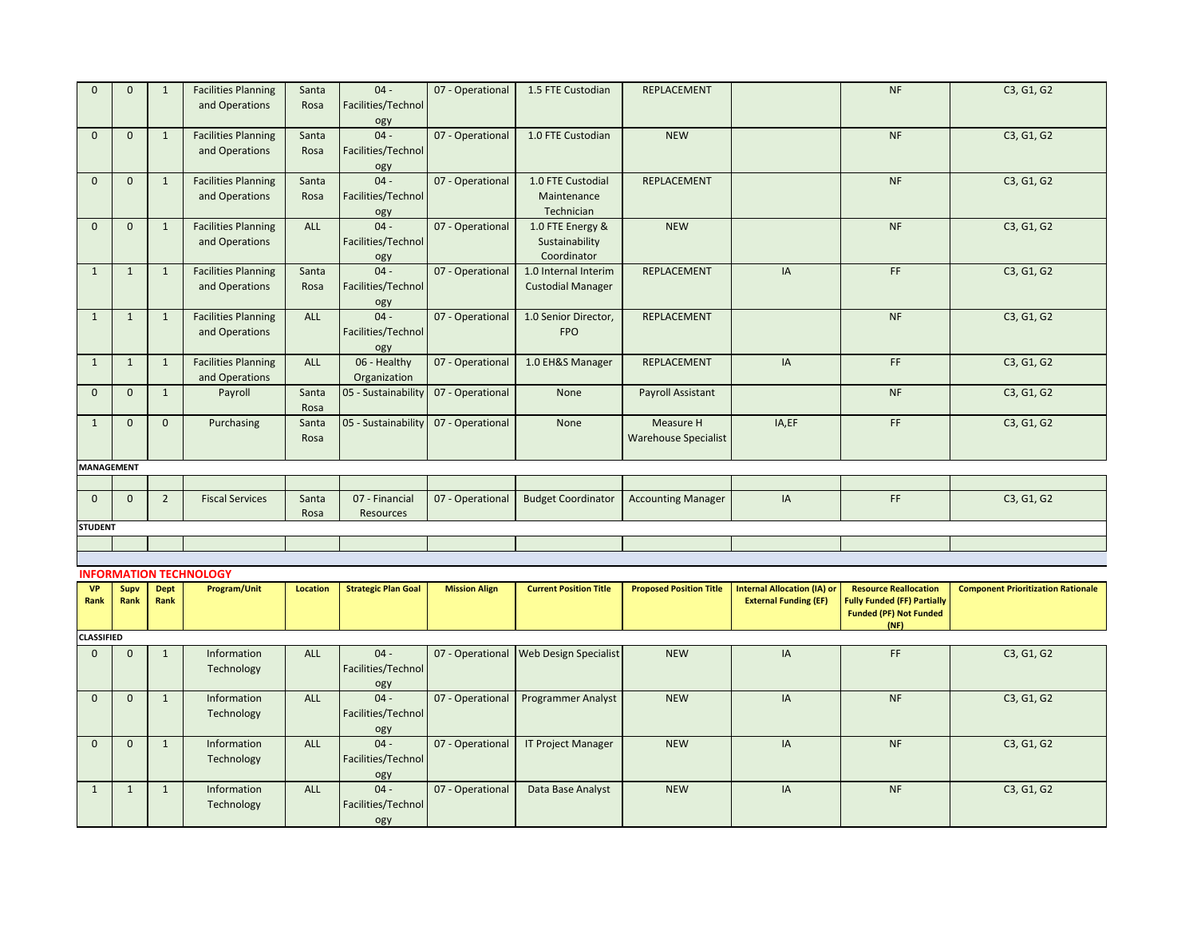| VP Rank | Supv Rank | Dept Rank | Program/Unit | Location | Strategic Plan Goal | Mission Align | Current Position Title | Proposed Position Title | Internal Allocation (IA) or External Funding (EF) | Resource Reallocation Fully Funded (FF) Partially Funded (PF) Not Funded (NF) | Component Prioritization Rationale |
|---|---|---|---|---|---|---|---|---|---|---|---|
| 0 | 0 | 1 | Facilities Planning and Operations | Santa Rosa | 04 - Facilities/Technology | 07 - Operational | 1.5 FTE Custodian | REPLACEMENT | | NF | C3, G1, G2 |
| 0 | 0 | 1 | Facilities Planning and Operations | Santa Rosa | 04 - Facilities/Technology | 07 - Operational | 1.0 FTE Custodian | NEW | | NF | C3, G1, G2 |
| 0 | 0 | 1 | Facilities Planning and Operations | Santa Rosa | 04 - Facilities/Technology | 07 - Operational | 1.0 FTE Custodial Maintenance Technician | REPLACEMENT | | NF | C3, G1, G2 |
| 0 | 0 | 1 | Facilities Planning and Operations | ALL | 04 - Facilities/Technology | 07 - Operational | 1.0 FTE Energy & Sustainability Coordinator | NEW | | NF | C3, G1, G2 |
| 1 | 1 | 1 | Facilities Planning and Operations | Santa Rosa | 04 - Facilities/Technology | 07 - Operational | 1.0 Internal Interim Custodial Manager | REPLACEMENT | IA | FF | C3, G1, G2 |
| 1 | 1 | 1 | Facilities Planning and Operations | ALL | 04 - Facilities/Technology | 07 - Operational | 1.0 Senior Director, FPO | REPLACEMENT | | NF | C3, G1, G2 |
| 1 | 1 | 1 | Facilities Planning and Operations | ALL | 06 - Healthy Organization | 07 - Operational | 1.0 EH&S Manager | REPLACEMENT | IA | FF | C3, G1, G2 |
| 0 | 0 | 1 | Payroll | Santa Rosa | 05 - Sustainability | 07 - Operational | None | Payroll Assistant | | NF | C3, G1, G2 |
| 1 | 0 | 0 | Purchasing | Santa Rosa | 05 - Sustainability | 07 - Operational | None | Measure H Warehouse Specialist | IA,EF | FF | C3, G1, G2 |
| **MANAGEMENT** | | | | | | | | | | | |
| | | | | | | | | | | | |
| 0 | 0 | 2 | Fiscal Services | Santa Rosa | 07 - Financial Resources | 07 - Operational | Budget Coordinator | Accounting Manager | IA | FF | C3, G1, G2 |
| **STUDENT** | | | | | | | | | | | |
| | | | | | | | | | | | |

## INFORMATION TECHNOLOGY

| VP Rank | Supv Rank | Dept Rank | Program/Unit | Location | Strategic Plan Goal | Mission Align | Current Position Title | Proposed Position Title | Internal Allocation (IA) or External Funding (EF) | Resource Reallocation Fully Funded (FF) Partially Funded (PF) Not Funded (NF) | Component Prioritization Rationale |
|---|---|---|---|---|---|---|---|---|---|---|---|
| **CLASSIFIED** | | | | | | | | | | | |
| 0 | 0 | 1 | Information Technology | ALL | 04 - Facilities/Technology | 07 - Operational | Web Design Specialist | NEW | IA | FF | C3, G1, G2 |
| 0 | 0 | 1 | Information Technology | ALL | 04 - Facilities/Technology | 07 - Operational | Programmer Analyst | NEW | IA | NF | C3, G1, G2 |
| 0 | 0 | 1 | Information Technology | ALL | 04 - Facilities/Technology | 07 - Operational | IT Project Manager | NEW | IA | NF | C3, G1, G2 |
| 1 | 1 | 1 | Information Technology | ALL | 04 - Facilities/Technology | 07 - Operational | Data Base Analyst | NEW | IA | NF | C3, G1, G2 |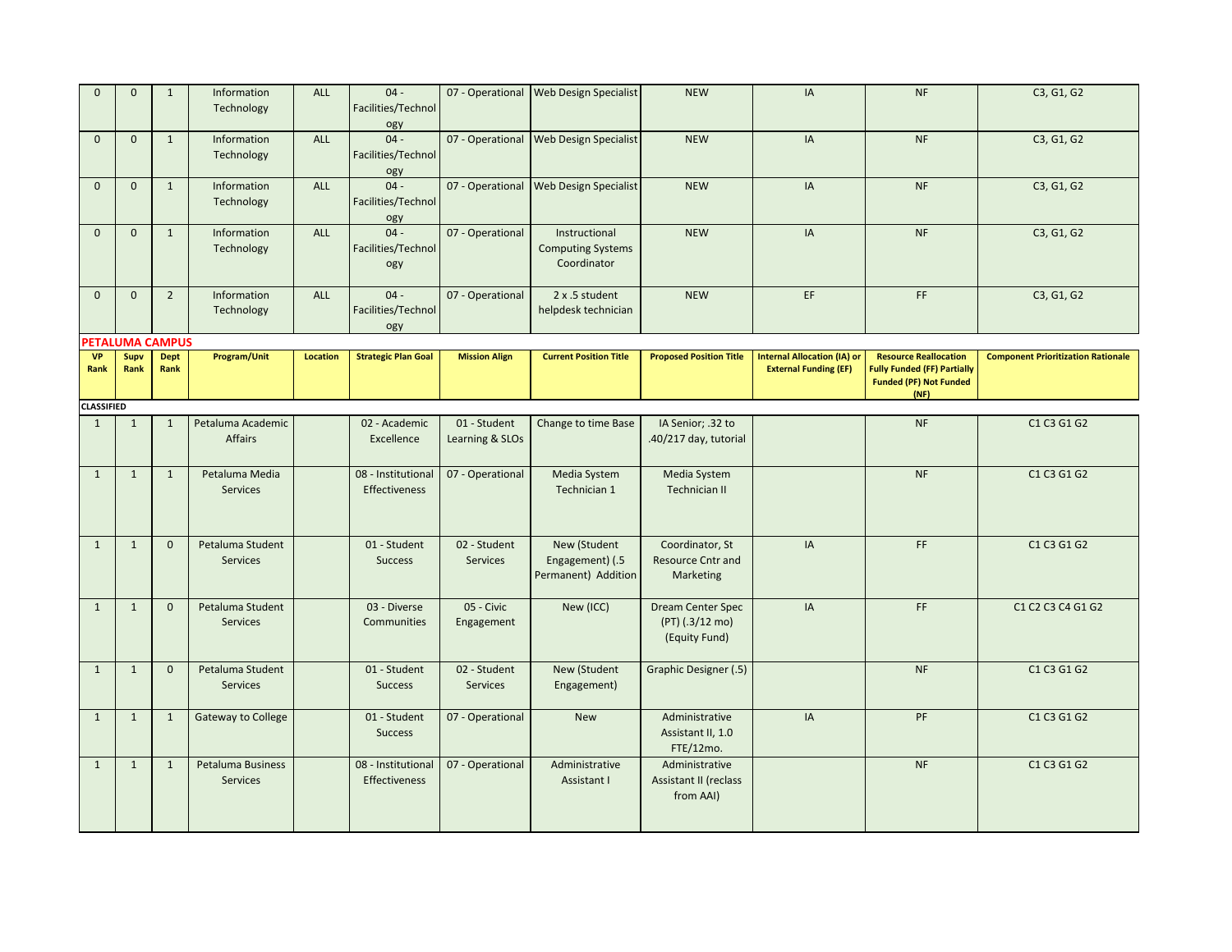| 0 | 0 | 1 | Information Technology | ALL | 04 - Facilities/Technology | 07 - Operational | Web Design Specialist | NEW | IA | NF | C3, G1, G2 |
|---|---|---|---|---|---|---|---|---|---|---|---|
| 0 | 0 | 1 | Information Technology | ALL | 04 - Facilities/Technology | 07 - Operational | Web Design Specialist | NEW | IA | NF | C3, G1, G2 |
| 0 | 0 | 1 | Information Technology | ALL | 04 - Facilities/Technology | 07 - Operational | Web Design Specialist | NEW | IA | NF | C3, G1, G2 |
| 0 | 0 | 1 | Information Technology | ALL | 04 - Facilities/Technology | 07 - Operational | Instructional Computing Systems Coordinator | NEW | IA | NF | C3, G1, G2 |
| 0 | 0 | 2 | Information Technology | ALL | 04 - Facilities/Technology | 07 - Operational | 2 x .5 student helpdesk technician | NEW | EF | FF | C3, G1, G2 |

**PETALUMA CAMPUS**

| VP Rank | Supv Rank | Dept Rank | Program/Unit | Location | Strategic Plan Goal | Mission Align | Current Position Title | Proposed Position Title | Internal Allocation (IA) or External Funding (EF) | Resource Reallocation Fully Funded (FF) Partially Funded (PF) Not Funded (NF) | Component Prioritization Rationale |
|---|---|---|---|---|---|---|---|---|---|---|---|
| **CLASSIFIED** | | | | | | | | | | | |
| 1 | 1 | 1 | Petaluma Academic Affairs | | 02 - Academic Excellence | 01 - Student Learning & SLOs | Change to time Base | IA Senior; .32 to .40/217 day, tutorial | | NF | C1 C3 G1 G2 |
| 1 | 1 | 1 | Petaluma Media Services | | 08 - Institutional Effectiveness | 07 - Operational | Media System Technician 1 | Media System Technician II | | NF | C1 C3 G1 G2 |
| 1 | 1 | 0 | Petaluma Student Services | | 01 - Student Success | 02 - Student Services | New (Student Engagement) (.5 Permanent) Addition | Coordinator, St Resource Cntr and Marketing | IA | FF | C1 C3 G1 G2 |
| 1 | 1 | 0 | Petaluma Student Services | | 03 - Diverse Communities | 05 - Civic Engagement | New (ICC) | Dream Center Spec (PT) (.3/12 mo) (Equity Fund) | IA | FF | C1 C2 C3 C4 G1 G2 |
| 1 | 1 | 0 | Petaluma Student Services | | 01 - Student Success | 02 - Student Services | New (Student Engagement) | Graphic Designer (.5) | | NF | C1 C3 G1 G2 |
| 1 | 1 | 1 | Gateway to College | | 01 - Student Success | 07 - Operational | New | Administrative Assistant II, 1.0 FTE/12mo. | IA | PF | C1 C3 G1 G2 |
| 1 | 1 | 1 | Petaluma Business Services | | 08 - Institutional Effectiveness | 07 - Operational | Administrative Assistant I | Administrative Assistant II (reclass from AAI) | | NF | C1 C3 G1 G2 |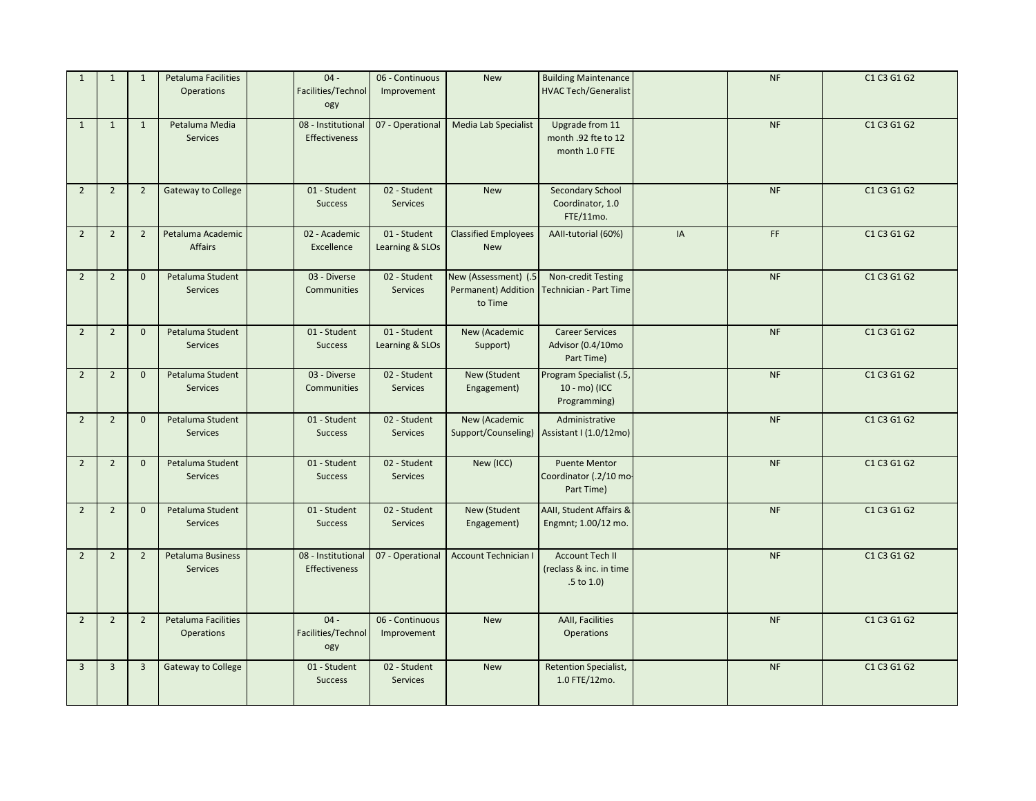| | | | | | | | | | | | |
|---|---|---|---|---|---|---|---|---|---|---|---|
| 1 | 1 | 1 | Petaluma Facilities Operations | | 04 - Facilities/Technology | 06 - Continuous Improvement | New | Building Maintenance HVAC Tech/Generalist | | NF | C1 C3 G1 G2 |
| 1 | 1 | 1 | Petaluma Media Services | | 08 - Institutional Effectiveness | 07 - Operational | Media Lab Specialist | Upgrade from 11 month .92 fte to 12 month 1.0 FTE | | NF | C1 C3 G1 G2 |
| 2 | 2 | 2 | Gateway to College | | 01 - Student Success | 02 - Student Services | New | Secondary School Coordinator, 1.0 FTE/11mo. | | NF | C1 C3 G1 G2 |
| 2 | 2 | 2 | Petaluma Academic Affairs | | 02 - Academic Excellence | 01 - Student Learning & SLOs | Classified Employees New | AAII-tutorial (60%) | IA | FF | C1 C3 G1 G2 |
| 2 | 2 | 0 | Petaluma Student Services | | 03 - Diverse Communities | 02 - Student Services | New (Assessment) (.5 Permanent) Addition to Time | Non-credit Testing Technician - Part Time | | NF | C1 C3 G1 G2 |
| 2 | 2 | 0 | Petaluma Student Services | | 01 - Student Success | 01 - Student Learning & SLOs | New (Academic Support) | Career Services Advisor (0.4/10mo Part Time) | | NF | C1 C3 G1 G2 |
| 2 | 2 | 0 | Petaluma Student Services | | 03 - Diverse Communities | 02 - Student Services | New (Student Engagement) | Program Specialist (.5, 10 - mo) (ICC Programming) | | NF | C1 C3 G1 G2 |
| 2 | 2 | 0 | Petaluma Student Services | | 01 - Student Success | 02 - Student Services | New (Academic Support/Counseling) | Administrative Assistant I (1.0/12mo) | | NF | C1 C3 G1 G2 |
| 2 | 2 | 0 | Petaluma Student Services | | 01 - Student Success | 02 - Student Services | New (ICC) | Puente Mentor Coordinator (.2/10 mo-Part Time) | | NF | C1 C3 G1 G2 |
| 2 | 2 | 0 | Petaluma Student Services | | 01 - Student Success | 02 - Student Services | New (Student Engagement) | AAII, Student Affairs & Engmnt; 1.00/12 mo. | | NF | C1 C3 G1 G2 |
| 2 | 2 | 2 | Petaluma Business Services | | 08 - Institutional Effectiveness | 07 - Operational | Account Technician I | Account Tech II (reclass & inc. in time .5 to 1.0) | | NF | C1 C3 G1 G2 |
| 2 | 2 | 2 | Petaluma Facilities Operations | | 04 - Facilities/Technology | 06 - Continuous Improvement | New | AAII, Facilities Operations | | NF | C1 C3 G1 G2 |
| 3 | 3 | 3 | Gateway to College | | 01 - Student Success | 02 - Student Services | New | Retention Specialist, 1.0 FTE/12mo. | | NF | C1 C3 G1 G2 |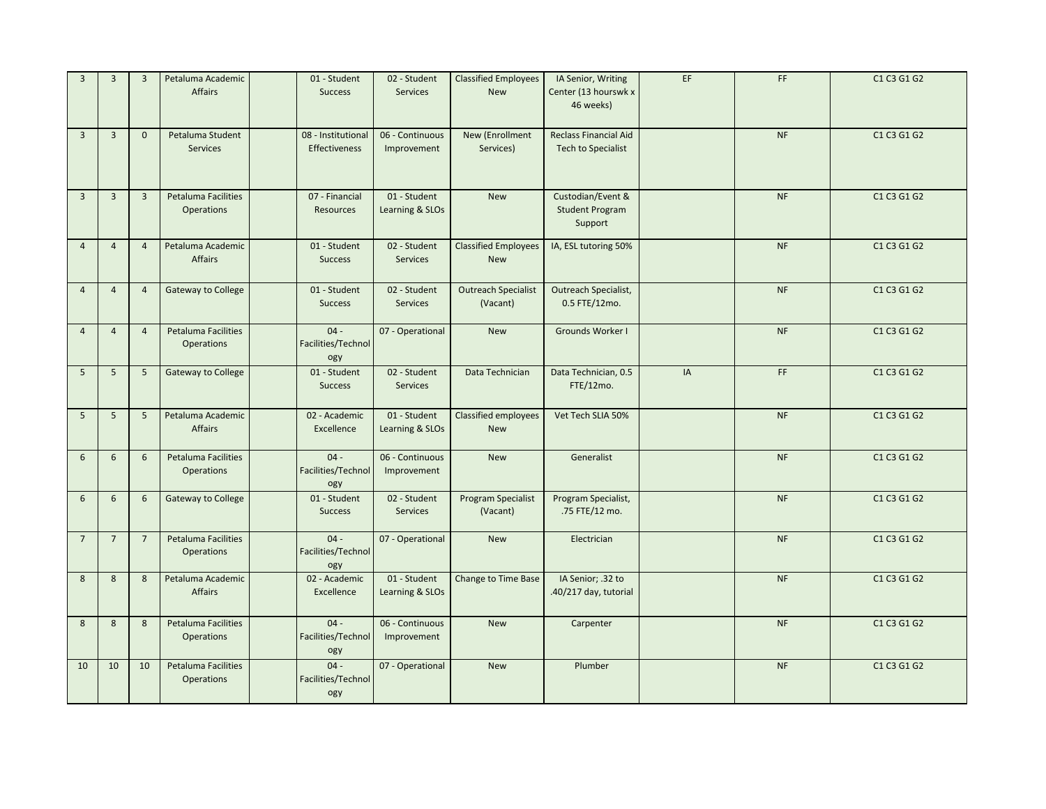| | | | | | | | | | | | |
|---|---|---|---|---|---|---|---|---|---|---|---|
| 3 | 3 | 3 | Petaluma Academic Affairs | | 01 - Student Success | 02 - Student Services | Classified Employees New | IA Senior, Writing Center (13 hourswk x 46 weeks) | EF | FF | C1 C3 G1 G2 |
| 3 | 3 | 0 | Petaluma Student Services | | 08 - Institutional Effectiveness | 06 - Continuous Improvement | New (Enrollment Services) | Reclass Financial Aid Tech to Specialist | | NF | C1 C3 G1 G2 |
| 3 | 3 | 3 | Petaluma Facilities Operations | | 07 - Financial Resources | 01 - Student Learning & SLOs | New | Custodian/Event & Student Program Support | | NF | C1 C3 G1 G2 |
| 4 | 4 | 4 | Petaluma Academic Affairs | | 01 - Student Success | 02 - Student Services | Classified Employees New | IA, ESL tutoring 50% | | NF | C1 C3 G1 G2 |
| 4 | 4 | 4 | Gateway to College | | 01 - Student Success | 02 - Student Services | Outreach Specialist (Vacant) | Outreach Specialist, 0.5 FTE/12mo. | | NF | C1 C3 G1 G2 |
| 4 | 4 | 4 | Petaluma Facilities Operations | | 04 - Facilities/Technology | 07 - Operational | New | Grounds Worker I | | NF | C1 C3 G1 G2 |
| 5 | 5 | 5 | Gateway to College | | 01 - Student Success | 02 - Student Services | Data Technician | Data Technician, 0.5 FTE/12mo. | IA | FF | C1 C3 G1 G2 |
| 5 | 5 | 5 | Petaluma Academic Affairs | | 02 - Academic Excellence | 01 - Student Learning & SLOs | Classified employees New | Vet Tech SLIA 50% | | NF | C1 C3 G1 G2 |
| 6 | 6 | 6 | Petaluma Facilities Operations | | 04 - Facilities/Technology | 06 - Continuous Improvement | New | Generalist | | NF | C1 C3 G1 G2 |
| 6 | 6 | 6 | Gateway to College | | 01 - Student Success | 02 - Student Services | Program Specialist (Vacant) | Program Specialist, .75 FTE/12 mo. | | NF | C1 C3 G1 G2 |
| 7 | 7 | 7 | Petaluma Facilities Operations | | 04 - Facilities/Technology | 07 - Operational | New | Electrician | | NF | C1 C3 G1 G2 |
| 8 | 8 | 8 | Petaluma Academic Affairs | | 02 - Academic Excellence | 01 - Student Learning & SLOs | Change to Time Base | IA Senior; .32 to .40/217 day, tutorial | | NF | C1 C3 G1 G2 |
| 8 | 8 | 8 | Petaluma Facilities Operations | | 04 - Facilities/Technology | 06 - Continuous Improvement | New | Carpenter | | NF | C1 C3 G1 G2 |
| 10 | 10 | 10 | Petaluma Facilities Operations | | 04 - Facilities/Technology | 07 - Operational | New | Plumber | | NF | C1 C3 G1 G2 |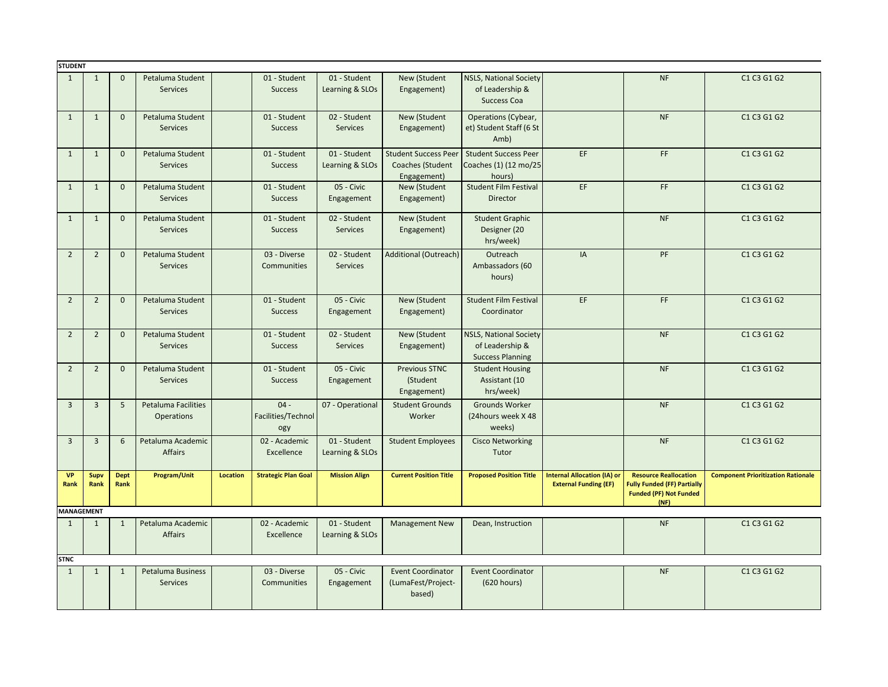**STUDENT**

| VP Rank | Supv Rank | Dept Rank | Program/Unit | Location | Strategic Plan Goal | Mission Align | Current Position Title | Proposed Position Title | Internal Allocation (IA) or External Funding (EF) | Resource Reallocation Fully Funded (FF) Partially Funded (PF) Not Funded (NF) | Component Prioritization Rationale |
|---|---|---|---|---|---|---|---|---|---|---|---|
| 1 | 1 | 0 | Petaluma Student Services | | 01 - Student Success | 01 - Student Learning & SLOs | New (Student Engagement) | NSLS, National Society of Leadership & Success Coa | | NF | C1 C3 G1 G2 |
| 1 | 1 | 0 | Petaluma Student Services | | 01 - Student Success | 02 - Student Services | New (Student Engagement) | Operations (Cybear, et) Student Staff (6 St Amb) | | NF | C1 C3 G1 G2 |
| 1 | 1 | 0 | Petaluma Student Services | | 01 - Student Success | 01 - Student Learning & SLOs | Student Success Peer Coaches (Student Engagement) | Student Success Peer Coaches (1) (12 mo/25 hours) | EF | FF | C1 C3 G1 G2 |
| 1 | 1 | 0 | Petaluma Student Services | | 01 - Student Success | 05 - Civic Engagement | New (Student Engagement) | Student Film Festival Director | EF | FF | C1 C3 G1 G2 |
| 1 | 1 | 0 | Petaluma Student Services | | 01 - Student Success | 02 - Student Services | New (Student Engagement) | Student Graphic Designer (20 hrs/week) | | NF | C1 C3 G1 G2 |
| 2 | 2 | 0 | Petaluma Student Services | | 03 - Diverse Communities | 02 - Student Services | Additional (Outreach) | Outreach Ambassadors (60 hours) | IA | PF | C1 C3 G1 G2 |
| 2 | 2 | 0 | Petaluma Student Services | | 01 - Student Success | 05 - Civic Engagement | New (Student Engagement) | Student Film Festival Coordinator | EF | FF | C1 C3 G1 G2 |
| 2 | 2 | 0 | Petaluma Student Services | | 01 - Student Success | 02 - Student Services | New (Student Engagement) | NSLS, National Society of Leadership & Success Planning | | NF | C1 C3 G1 G2 |
| 2 | 2 | 0 | Petaluma Student Services | | 01 - Student Success | 05 - Civic Engagement | Previous STNC (Student Engagement) | Student Housing Assistant (10 hrs/week) | | NF | C1 C3 G1 G2 |
| 3 | 3 | 5 | Petaluma Facilities Operations | | 04 - Facilities/Technology | 07 - Operational | Student Grounds Worker | Grounds Worker (24hours week X 48 weeks) | | NF | C1 C3 G1 G2 |
| 3 | 3 | 6 | Petaluma Academic Affairs | | 02 - Academic Excellence | 01 - Student Learning & SLOs | Student Employees | Cisco Networking Tutor | | NF | C1 C3 G1 G2 |

**MANAGEMENT**

| VP Rank | Supv Rank | Dept Rank | Program/Unit | Location | Strategic Plan Goal | Mission Align | Current Position Title | Proposed Position Title | Internal Allocation (IA) or External Funding (EF) | Resource Reallocation Fully Funded (FF) Partially Funded (PF) Not Funded (NF) | Component Prioritization Rationale |
|---|---|---|---|---|---|---|---|---|---|---|---|
| 1 | 1 | 1 | Petaluma Academic Affairs | | 02 - Academic Excellence | 01 - Student Learning & SLOs | Management New | Dean, Instruction | | NF | C1 C3 G1 G2 |

**STNC**

| VP Rank | Supv Rank | Dept Rank | Program/Unit | Location | Strategic Plan Goal | Mission Align | Current Position Title | Proposed Position Title | Internal Allocation (IA) or External Funding (EF) | Resource Reallocation Fully Funded (FF) Partially Funded (PF) Not Funded (NF) | Component Prioritization Rationale |
|---|---|---|---|---|---|---|---|---|---|---|---|
| 1 | 1 | 1 | Petaluma Business Services | | 03 - Diverse Communities | 05 - Civic Engagement | Event Coordinator (LumaFest/Project-based) | Event Coordinator (620 hours) | | NF | C1 C3 G1 G2 |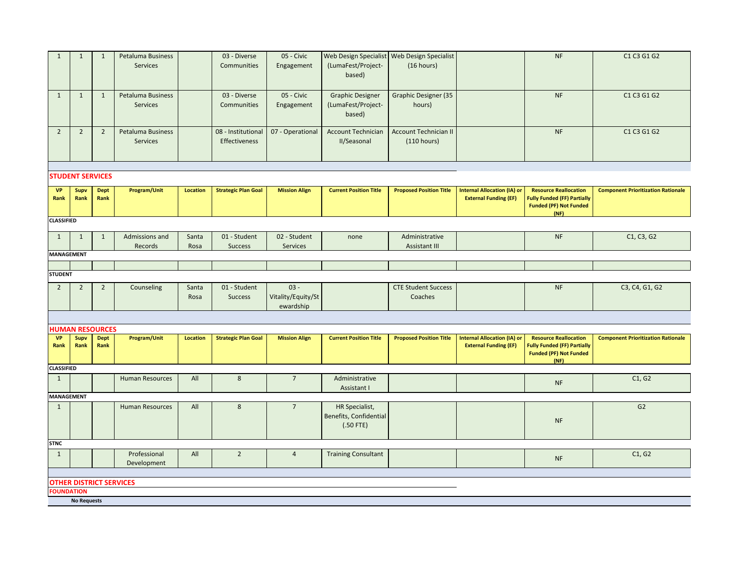| VP Rank | Supv Rank | Dept Rank | Program/Unit | Location | Strategic Plan Goal | Mission Align | Current Position Title | Proposed Position Title | Internal Allocation (IA) or External Funding (EF) | Resource Reallocation Fully Funded (FF) Partially Funded (PF) Not Funded (NF) | Component Prioritization Rationale |
|---|---|---|---|---|---|---|---|---|---|---|---|
| 1 | 1 | 1 | Petaluma Business Services | | 03 - Diverse Communities | 05 - Civic Engagement | Web Design Specialist (LumaFest/Project-based) | Web Design Specialist (16 hours) | | NF | C1 C3 G1 G2 |
| 1 | 1 | 1 | Petaluma Business Services | | 03 - Diverse Communities | 05 - Civic Engagement | Graphic Designer (LumaFest/Project-based) | Graphic Designer (35 hours) | | NF | C1 C3 G1 G2 |
| 2 | 2 | 2 | Petaluma Business Services | | 08 - Institutional Effectiveness | 07 - Operational | Account Technician II/Seasonal | Account Technician II (110 hours) | | NF | C1 C3 G1 G2 |

## STUDENT SERVICES

| VP Rank | Supv Rank | Dept Rank | Program/Unit | Location | Strategic Plan Goal | Mission Align | Current Position Title | Proposed Position Title | Internal Allocation (IA) or External Funding (EF) | Resource Reallocation Fully Funded (FF) Partially Funded (PF) Not Funded (NF) | Component Prioritization Rationale |
|---|---|---|---|---|---|---|---|---|---|---|---|
| **CLASSIFIED** | | | | | | | | | | | |
| 1 | 1 | 1 | Admissions and Records | Santa Rosa | 01 - Student Success | 02 - Student Services | none | Administrative Assistant III | | NF | C1, C3, G2 |
| **MANAGEMENT** | | | | | | | | | | | |
| | | | | | | | | | | | |
| **STUDENT** | | | | | | | | | | | |
| 2 | 2 | 2 | Counseling | Santa Rosa | 01 - Student Success | 03 - Vitality/Equity/Stewardship | | CTE Student Success Coaches | | NF | C3, C4, G1, G2 |

## HUMAN RESOURCES

| VP Rank | Supv Rank | Dept Rank | Program/Unit | Location | Strategic Plan Goal | Mission Align | Current Position Title | Proposed Position Title | Internal Allocation (IA) or External Funding (EF) | Resource Reallocation Fully Funded (FF) Partially Funded (PF) Not Funded (NF) | Component Prioritization Rationale |
|---|---|---|---|---|---|---|---|---|---|---|---|
| **CLASSIFIED** | | | | | | | | | | | |
| 1 | | | Human Resources | All | 8 | 7 | Administrative Assistant I | | | NF | C1, G2 |
| **MANAGEMENT** | | | | | | | | | | | |
| 1 | | | Human Resources | All | 8 | 7 | HR Specialist, Benefits, Confidential (.50 FTE) | | | NF | G2 |
| **STNC** | | | | | | | | | | | |
| 1 | | | Professional Development | All | 2 | 4 | Training Consultant | | | NF | C1, G2 |

## OTHER DISTRICT SERVICES

### FOUNDATION

**No Requests**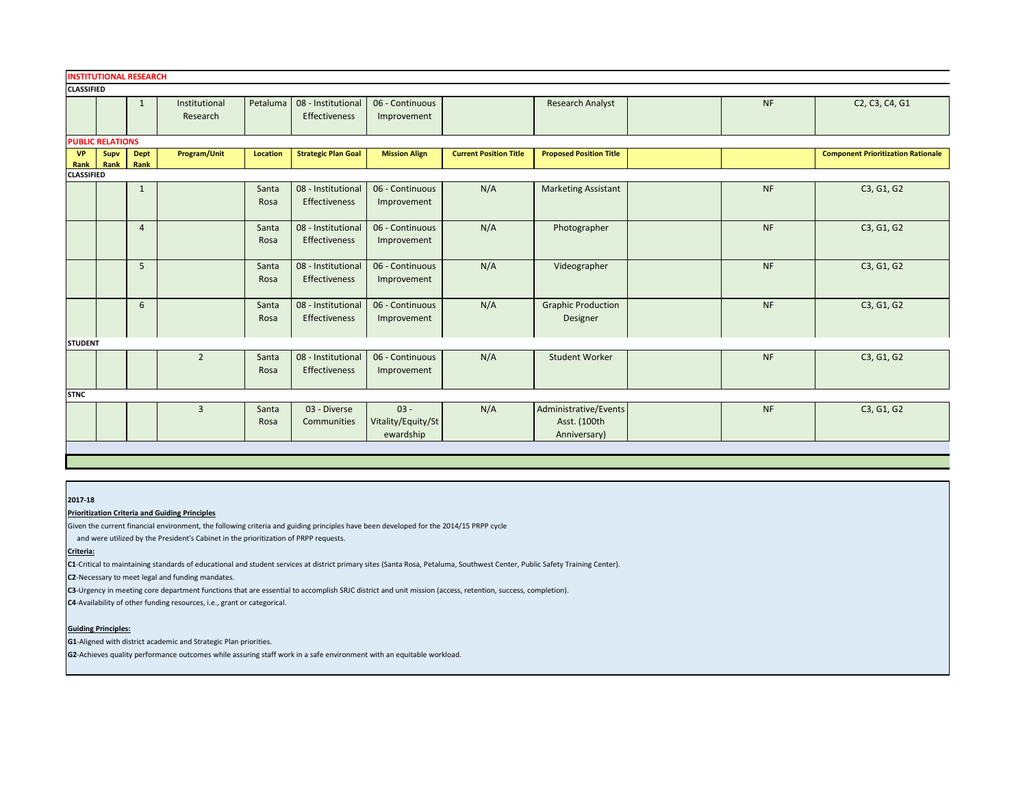**INSTITUTIONAL RESEARCH**

**CLASSIFIED**

| VP Rank | Supv Rank | Dept Rank | Program/Unit | Location | Strategic Plan Goal | Mission Align | Current Position Title | Proposed Position Title | | | Component Prioritization Rationale |
|---|---|---|---|---|---|---|---|---|---|---|---|
| | | 1 | Institutional Research | Petaluma | 08 - Institutional Effectiveness | 06 - Continuous Improvement | | Research Analyst | | NF | C2, C3, C4, G1 |

**PUBLIC RELATIONS**

| VP Rank | Supv Rank | Dept Rank | Program/Unit | Location | Strategic Plan Goal | Mission Align | Current Position Title | Proposed Position Title | | | Component Prioritization Rationale |
|---|---|---|---|---|---|---|---|---|---|---|---|
| **CLASSIFIED** | | | | | | | | | | | |
| | | 1 | | Santa Rosa | 08 - Institutional Effectiveness | 06 - Continuous Improvement | N/A | Marketing Assistant | | NF | C3, G1, G2 |
| | | 4 | | Santa Rosa | 08 - Institutional Effectiveness | 06 - Continuous Improvement | N/A | Photographer | | NF | C3, G1, G2 |
| | | 5 | | Santa Rosa | 08 - Institutional Effectiveness | 06 - Continuous Improvement | N/A | Videographer | | NF | C3, G1, G2 |
| | | 6 | | Santa Rosa | 08 - Institutional Effectiveness | 06 - Continuous Improvement | N/A | Graphic Production Designer | | NF | C3, G1, G2 |
| **STUDENT** | | | | | | | | | | | |
| | | | 2 | Santa Rosa | 08 - Institutional Effectiveness | 06 - Continuous Improvement | N/A | Student Worker | | NF | C3, G1, G2 |
| **STNC** | | | | | | | | | | | |
| | | | 3 | Santa Rosa | 03 - Diverse Communities | 03 - Vitality/Equity/Stewardship | N/A | Administrative/Events Asst. (100th Anniversary) | | NF | C3, G1, G2 |

**2017-18**

**Prioritization Criteria and Guiding Principles**

Given the current financial environment, the following criteria and guiding principles have been developed for the 2014/15 PRPP cycle and were utilized by the President's Cabinet in the prioritization of PRPP requests.

**Criteria:**

**C1**-Critical to maintaining standards of educational and student services at district primary sites (Santa Rosa, Petaluma, Southwest Center, Public Safety Training Center).

**C2**-Necessary to meet legal and funding mandates.

**C3**-Urgency in meeting core department functions that are essential to accomplish SRJC district and unit mission (access, retention, success, completion).

**C4**-Availability of other funding resources, i.e., grant or categorical.

**Guiding Principles:**

**G1**-Aligned with district academic and Strategic Plan priorities.

**G2**-Achieves quality performance outcomes while assuring staff work in a safe environment with an equitable workload.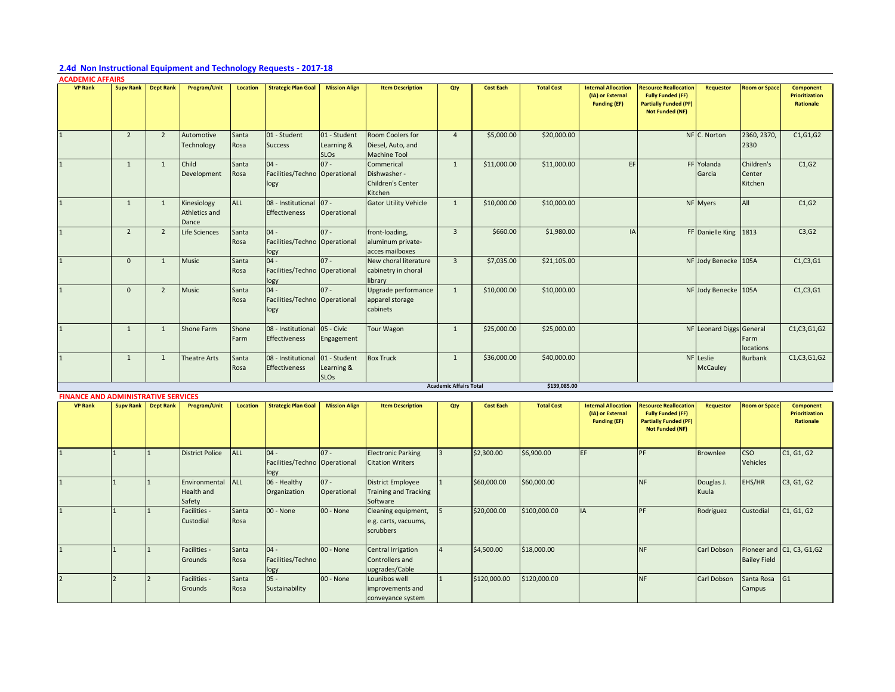## 2.4d Non Instructional Equipment and Technology Requests - 2017-18

### ACADEMIC AFFAIRS

| VP Rank | Supv Rank | Dept Rank | Program/Unit | Location | Strategic Plan Goal | Mission Align | Item Description | Qty | Cost Each | Total Cost | Internal Allocation (IA) or External Funding (EF) | Resource Reallocation Fully Funded (FF) Partially Funded (PF) Not Funded (NF) | Requestor | Room or Space | Component Prioritization Rationale |
|---|---|---|---|---|---|---|---|---|---|---|---|---|---|---|---|
| 1 | 2 | 2 | Automotive Technology | Santa Rosa | 01 - Student Success | 01 - Student Learning & SLOs | Room Coolers for Diesel, Auto, and Machine Tool | 4 | $5,000.00 | $20,000.00 | | NF | C. Norton | 2360, 2370, 2330 | C1,G1,G2 |
| 1 | 1 | 1 | Child Development | Santa Rosa | 04 - Facilities/Technology | 07 - Operational | Commerical Dishwasher - Children's Center Kitchen | 1 | $11,000.00 | $11,000.00 | EF | FF | Yolanda Garcia | Children's Center Kitchen | C1,G2 |
| 1 | 1 | 1 | Kinesiology Athletics and Dance | ALL | 08 - Institutional Effectiveness | 07 - Operational | Gator Utility Vehicle | 1 | $10,000.00 | $10,000.00 | | NF | Myers | All | C1,G2 |
| 1 | 2 | 2 | Life Sciences | Santa Rosa | 04 - Facilities/Technology | 07 - Operational | front-loading, aluminum private-acces mailboxes | 3 | $660.00 | $1,980.00 | IA | FF | Danielle King | 1813 | C3,G2 |
| 1 | 0 | 1 | Music | Santa Rosa | 04 - Facilities/Technology | 07 - Operational | New choral literature cabinetry in choral library | 3 | $7,035.00 | $21,105.00 | | NF | Jody Benecke | 105A | C1,C3,G1 |
| 1 | 0 | 2 | Music | Santa Rosa | 04 - Facilities/Technology | 07 - Operational | Upgrade performance apparel storage cabinets | 1 | $10,000.00 | $10,000.00 | | NF | Jody Benecke | 105A | C1,C3,G1 |
| 1 | 1 | 1 | Shone Farm | Shone Farm | 08 - Institutional Effectiveness | 05 - Civic Engagement | Tour Wagon | 1 | $25,000.00 | $25,000.00 | | NF | Leonard Diggs | General Farm locations | C1,C3,G1,G2 |
| 1 | 1 | 1 | Theatre Arts | Santa Rosa | 08 - Institutional Effectiveness | 01 - Student Learning & SLOs | Box Truck | 1 | $36,000.00 | $40,000.00 | | NF | Leslie McCauley | Burbank | C1,C3,G1,G2 |
| | | | | | | | Academic Affairs Total | | | $139,085.00 | | | | | |

### FINANCE AND ADMINISTRATIVE SERVICES

| VP Rank | Supv Rank | Dept Rank | Program/Unit | Location | Strategic Plan Goal | Mission Align | Item Description | Qty | Cost Each | Total Cost | Internal Allocation (IA) or External Funding (EF) | Resource Reallocation Fully Funded (FF) Partially Funded (PF) Not Funded (NF) | Requestor | Room or Space | Component Prioritization Rationale |
|---|---|---|---|---|---|---|---|---|---|---|---|---|---|---|---|
| 1 | 1 | 1 | District Police | ALL | 04 - Facilities/Technology | 07 - Operational | Electronic Parking Citation Writers | 3 | $2,300.00 | $6,900.00 | EF | PF | Brownlee | CSO Vehicles | C1, G1, G2 |
| 1 | 1 | 1 | Environmental Health and Safety | ALL | 06 - Healthy Organization | 07 - Operational | District Employee Training and Tracking Software | 1 | $60,000.00 | $60,000.00 | | NF | Douglas J. Kuula | EHS/HR | C3, G1, G2 |
| 1 | 1 | 1 | Facilities - Custodial | Santa Rosa | 00 - None | 00 - None | Cleaning equipment, e.g. carts, vacuums, scrubbers | 5 | $20,000.00 | $100,000.00 | IA | PF | Rodriguez | Custodial | C1, G1, G2 |
| 1 | 1 | 1 | Facilities - Grounds | Santa Rosa | 04 - Facilities/Technology | 00 - None | Central Irrigation Controllers and upgrades/Cable | 4 | $4,500.00 | $18,000.00 | | NF | Carl Dobson | Pioneer and Bailey Field | C1, C3, G1,G2 |
| 2 | 2 | 2 | Facilities - Grounds | Santa Rosa | 05 - Sustainability | 00 - None | Lounibos well improvements and conveyance system | 1 | $120,000.00 | $120,000.00 | | NF | Carl Dobson | Santa Rosa Campus | G1 |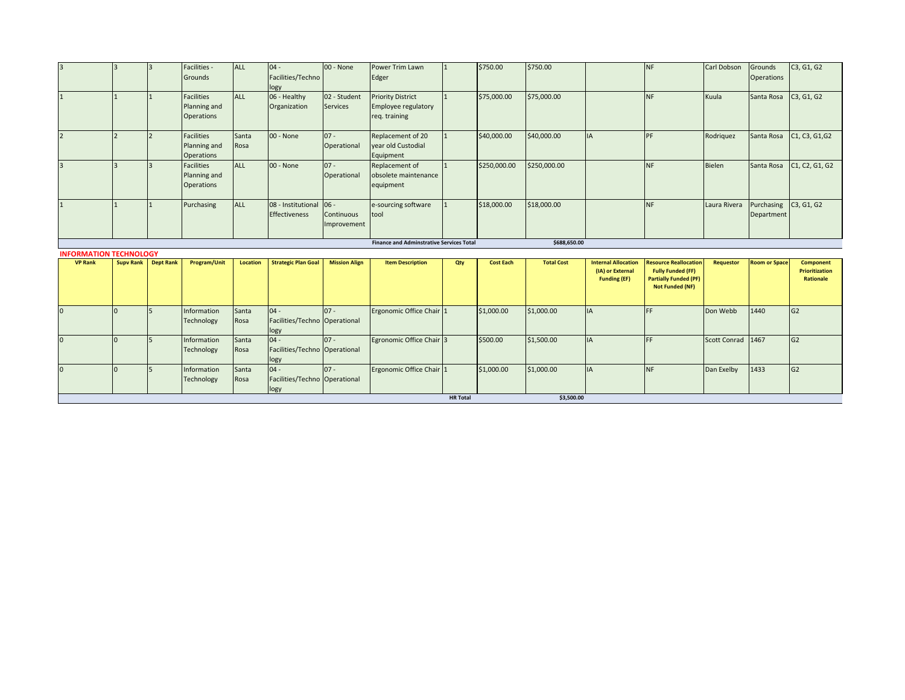| | | | | | | | | | | | | | | | |
|---|---|---|---|---|---|---|---|---|---|---|---|---|---|---|---|
| 3 | 3 | 3 | Facilities - Grounds | ALL | 04 - Facilities/Technology | 00 - None | Power Trim Lawn Edger | 1 | $750.00 | $750.00 | | NF | Carl Dobson | Grounds Operations | C3, G1, G2 |
| 1 | 1 | 1 | Facilities Planning and Operations | ALL | 06 - Healthy Organization | 02 - Student Services | Priority District Employee regulatory req. training | 1 | $75,000.00 | $75,000.00 | | NF | Kuula | Santa Rosa | C3, G1, G2 |
| 2 | 2 | 2 | Facilities Planning and Operations | Santa Rosa | 00 - None | 07 - Operational | Replacement of 20 year old Custodial Equipment | 1 | $40,000.00 | $40,000.00 | IA | PF | Rodriquez | Santa Rosa | C1, C3, G1,G2 |
| 3 | 3 | 3 | Facilities Planning and Operations | ALL | 00 - None | 07 - Operational | Replacement of obsolete maintenance equipment | 1 | $250,000.00 | $250,000.00 | | NF | Bielen | Santa Rosa | C1, C2, G1, G2 |
| 1 | 1 | 1 | Purchasing | ALL | 08 - Institutional Effectiveness | 06 - Continuous Improvement | e-sourcing software tool | 1 | $18,000.00 | $18,000.00 | | NF | Laura Rivera | Purchasing Department | C3, G1, G2 |
| | | | | | | | **Finance and Adminstrative Services Total** | | | **$688,650.00** | | | | | |

**INFORMATION TECHNOLOGY**

| VP Rank | Supv Rank | Dept Rank | Program/Unit | Location | Strategic Plan Goal | Mission Align | Item Description | Qty | Cost Each | Total Cost | Internal Allocation (IA) or External Funding (EF) | Resource Reallocation Fully Funded (FF) Partially Funded (PF) Not Funded (NF) | Requestor | Room or Space | Component Prioritization Rationale |
|---|---|---|---|---|---|---|---|---|---|---|---|---|---|---|---|
| 0 | 0 | 5 | Information Technology | Santa Rosa | 04 - Facilities/Technology | 07 - Operational | Ergonomic Office Chair | 1 | $1,000.00 | $1,000.00 | IA | FF | Don Webb | 1440 | G2 |
| 0 | 0 | 5 | Information Technology | Santa Rosa | 04 - Facilities/Technology | 07 - Operational | Egronomic Office Chair | 3 | $500.00 | $1,500.00 | IA | FF | Scott Conrad | 1467 | G2 |
| 0 | 0 | 5 | Information Technology | Santa Rosa | 04 - Facilities/Technology | 07 - Operational | Ergonomic Office Chair | 1 | $1,000.00 | $1,000.00 | IA | NF | Dan Exelby | 1433 | G2 |
| | | | | | | | | **HR Total** | | **$3,500.00** | | | | | |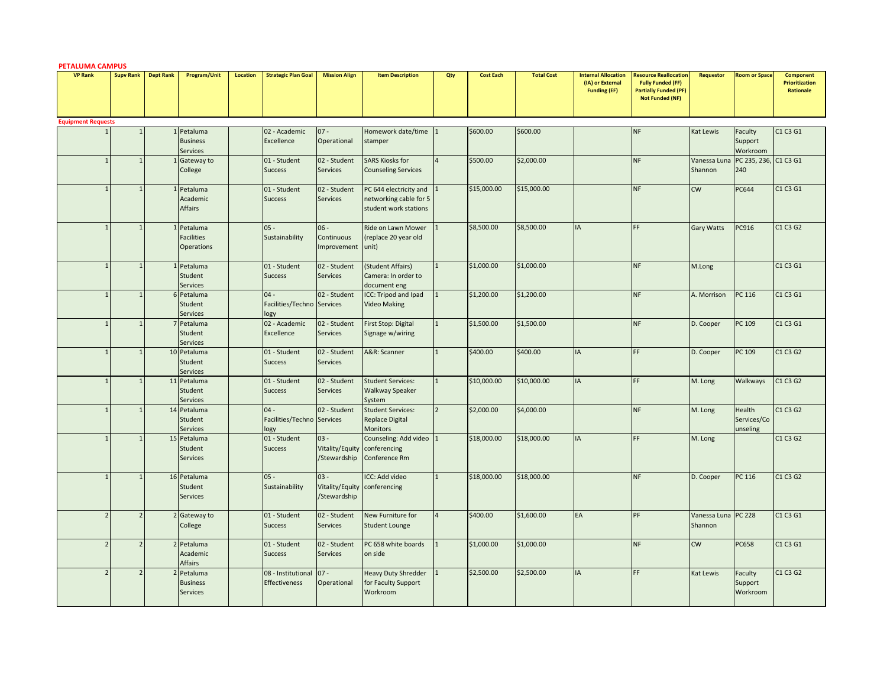**PETALUMA CAMPUS**

| VP Rank | Supv Rank | Dept Rank | Program/Unit | Location | Strategic Plan Goal | Mission Align | Item Description | Qty | Cost Each | Total Cost | Internal Allocation (IA) or External Funding (EF) | Resource Reallocation Fully Funded (FF) Partially Funded (PF) Not Funded (NF) | Requestor | Room or Space | Component Prioritization Rationale |
|---|---|---|---|---|---|---|---|---|---|---|---|---|---|---|---|
| **Equipment Requests** | | | | | | | | | | | | | | | |
| 1 | 1 | 1 | Petaluma Business Services | | 02 - Academic Excellence | 07 - Operational | Homework date/time stamper | 1 | $600.00 | $600.00 | | NF | Kat Lewis | Faculty Support Workroom | C1 C3 G1 |
| 1 | 1 | 1 | Gateway to College | | 01 - Student Success | 02 - Student Services | SARS Kiosks for Counseling Services | 4 | $500.00 | $2,000.00 | | NF | Vanessa Luna Shannon | PC 235, 236, 240 | C1 C3 G1 |
| 1 | 1 | 1 | Petaluma Academic Affairs | | 01 - Student Success | 02 - Student Services | PC 644 electricity and networking cable for 5 student work stations | 1 | $15,000.00 | $15,000.00 | | NF | CW | PC644 | C1 C3 G1 |
| 1 | 1 | 1 | Petaluma Facilities Operations | | 05 - Sustainability | 06 - Continuous Improvement | Ride on Lawn Mower (replace 20 year old unit) | 1 | $8,500.00 | $8,500.00 | IA | FF | Gary Watts | PC916 | C1 C3 G2 |
| 1 | 1 | 1 | Petaluma Student Services | | 01 - Student Success | 02 - Student Services | (Student Affairs) Camera: In order to document eng | 1 | $1,000.00 | $1,000.00 | | NF | M.Long | | C1 C3 G1 |
| 1 | 1 | 6 | Petaluma Student Services | | 04 - Facilities/Technology | 02 - Student Services | ICC: Tripod and Ipad Video Making | 1 | $1,200.00 | $1,200.00 | | NF | A. Morrison | PC 116 | C1 C3 G1 |
| 1 | 1 | 7 | Petaluma Student Services | | 02 - Academic Excellence | 02 - Student Services | First Stop: Digital Signage w/wiring | 1 | $1,500.00 | $1,500.00 | | NF | D. Cooper | PC 109 | C1 C3 G1 |
| 1 | 1 | 10 | Petaluma Student Services | | 01 - Student Success | 02 - Student Services | A&R: Scanner | 1 | $400.00 | $400.00 | IA | FF | D. Cooper | PC 109 | C1 C3 G2 |
| 1 | 1 | 11 | Petaluma Student Services | | 01 - Student Success | 02 - Student Services | Student Services: Walkway Speaker System | 1 | $10,000.00 | $10,000.00 | IA | FF | M. Long | Walkways | C1 C3 G2 |
| 1 | 1 | 14 | Petaluma Student Services | | 04 - Facilities/Technology | 02 - Student Services | Student Services: Replace Digital Monitors | 2 | $2,000.00 | $4,000.00 | | NF | M. Long | Health Services/Counseling | C1 C3 G2 |
| 1 | 1 | 15 | Petaluma Student Services | | 01 - Student Success | 03 - Vitality/Equity/Stewardship | Counseling: Add video conferencing Conference Rm | 1 | $18,000.00 | $18,000.00 | IA | FF | M. Long | | C1 C3 G2 |
| 1 | 1 | 16 | Petaluma Student Services | | 05 - Sustainability | 03 - Vitality/Equity/Stewardship | ICC: Add video conferencing | 1 | $18,000.00 | $18,000.00 | | NF | D. Cooper | PC 116 | C1 C3 G2 |
| 2 | 2 | 2 | Gateway to College | | 01 - Student Success | 02 - Student Services | New Furniture for Student Lounge | 4 | $400.00 | $1,600.00 | EA | PF | Vanessa Luna Shannon | PC 228 | C1 C3 G1 |
| 2 | 2 | 2 | Petaluma Academic Affairs | | 01 - Student Success | 02 - Student Services | PC 658 white boards on side | 1 | $1,000.00 | $1,000.00 | | NF | CW | PC658 | C1 C3 G1 |
| 2 | 2 | 2 | Petaluma Business Services | | 08 - Institutional Effectiveness | 07 - Operational | Heavy Duty Shredder for Faculty Support Workroom | 1 | $2,500.00 | $2,500.00 | IA | FF | Kat Lewis | Faculty Support Workroom | C1 C3 G2 |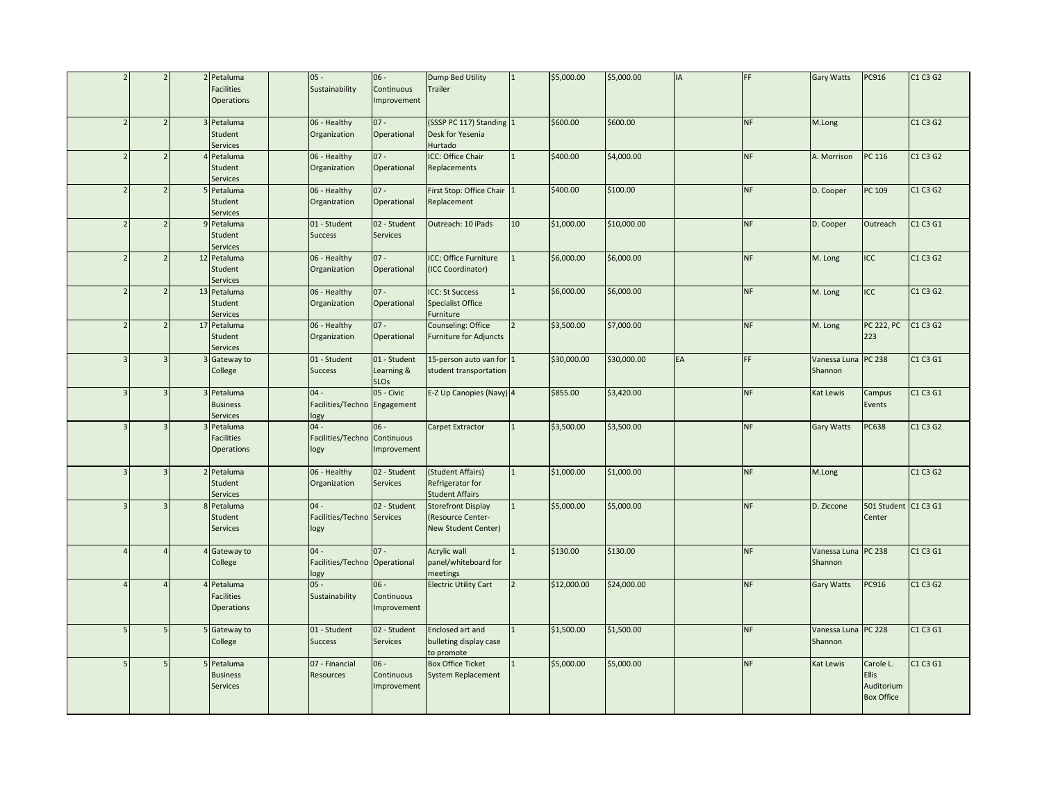| | | | | | | | | | | | | | | | |
|---|---|---|---|---|---|---|---|---|---|---|---|---|---|---|---|
| 2 | 2 | 2 | Petaluma Facilities Operations | | 05 - Sustainability | 06 - Continuous Improvement | Dump Bed Utility Trailer | 1 | $5,000.00 | $5,000.00 | IA | FF | Gary Watts | PC916 | C1 C3 G2 |
| 2 | 2 | 3 | Petaluma Student Services | | 06 - Healthy Organization | 07 - Operational | (SSSP PC 117) Standing Desk for Yesenia Hurtado | 1 | $600.00 | $600.00 | | NF | M.Long | | C1 C3 G2 |
| 2 | 2 | 4 | Petaluma Student Services | | 06 - Healthy Organization | 07 - Operational | ICC: Office Chair Replacements | 1 | $400.00 | $4,000.00 | | NF | A. Morrison | PC 116 | C1 C3 G2 |
| 2 | 2 | 5 | Petaluma Student Services | | 06 - Healthy Organization | 07 - Operational | First Stop: Office Chair Replacement | 1 | $400.00 | $100.00 | | NF | D. Cooper | PC 109 | C1 C3 G2 |
| 2 | 2 | 9 | Petaluma Student Services | | 01 - Student Success | 02 - Student Services | Outreach: 10 iPads | 10 | $1,000.00 | $10,000.00 | | NF | D. Cooper | Outreach | C1 C3 G1 |
| 2 | 2 | 12 | Petaluma Student Services | | 06 - Healthy Organization | 07 - Operational | ICC: Office Furniture (ICC Coordinator) | 1 | $6,000.00 | $6,000.00 | | NF | M. Long | ICC | C1 C3 G2 |
| 2 | 2 | 13 | Petaluma Student Services | | 06 - Healthy Organization | 07 - Operational | ICC: St Success Specialist Office Furniture | 1 | $6,000.00 | $6,000.00 | | NF | M. Long | ICC | C1 C3 G2 |
| 2 | 2 | 17 | Petaluma Student Services | | 06 - Healthy Organization | 07 - Operational | Counseling: Office Furniture for Adjuncts | 2 | $3,500.00 | $7,000.00 | | NF | M. Long | PC 222, PC 223 | C1 C3 G2 |
| 3 | 3 | 3 | Gateway to College | | 01 - Student Success | 01 - Student Learning & SLOs | 15-person auto van for student transportation | 1 | $30,000.00 | $30,000.00 | EA | FF | Vanessa Luna Shannon | PC 238 | C1 C3 G1 |
| 3 | 3 | 3 | Petaluma Business Services | | 04 - Facilities/Technology | 05 - Civic Engagement | E-Z Up Canopies (Navy) | 4 | $855.00 | $3,420.00 | | NF | Kat Lewis | Campus Events | C1 C3 G1 |
| 3 | 3 | 3 | Petaluma Facilities Operations | | 04 - Facilities/Technology | 06 - Continuous Improvement | Carpet Extractor | 1 | $3,500.00 | $3,500.00 | | NF | Gary Watts | PC638 | C1 C3 G2 |
| 3 | 3 | 2 | Petaluma Student Services | | 06 - Healthy Organization | 02 - Student Services | (Student Affairs) Refrigerator for Student Affairs | 1 | $1,000.00 | $1,000.00 | | NF | M.Long | | C1 C3 G2 |
| 3 | 3 | 8 | Petaluma Student Services | | 04 - Facilities/Technology | 02 - Student Services | Storefront Display (Resource Center-New Student Center) | 1 | $5,000.00 | $5,000.00 | | NF | D. Ziccone | 501 Student Center | C1 C3 G1 |
| 4 | 4 | 4 | Gateway to College | | 04 - Facilities/Technology | 07 - Operational | Acrylic wall panel/whiteboard for meetings | 1 | $130.00 | $130.00 | | NF | Vanessa Luna Shannon | PC 238 | C1 C3 G1 |
| 4 | 4 | 4 | Petaluma Facilities Operations | | 05 - Sustainability | 06 - Continuous Improvement | Electric Utility Cart | 2 | $12,000.00 | $24,000.00 | | NF | Gary Watts | PC916 | C1 C3 G2 |
| 5 | 5 | 5 | Gateway to College | | 01 - Student Success | 02 - Student Services | Enclosed art and bulleting display case to promote | 1 | $1,500.00 | $1,500.00 | | NF | Vanessa Luna Shannon | PC 228 | C1 C3 G1 |
| 5 | 5 | 5 | Petaluma Business Services | | 07 - Financial Resources | 06 - Continuous Improvement | Box Office Ticket System Replacement | 1 | $5,000.00 | $5,000.00 | | NF | Kat Lewis | Carole L. Ellis Auditorium Box Office | C1 C3 G1 |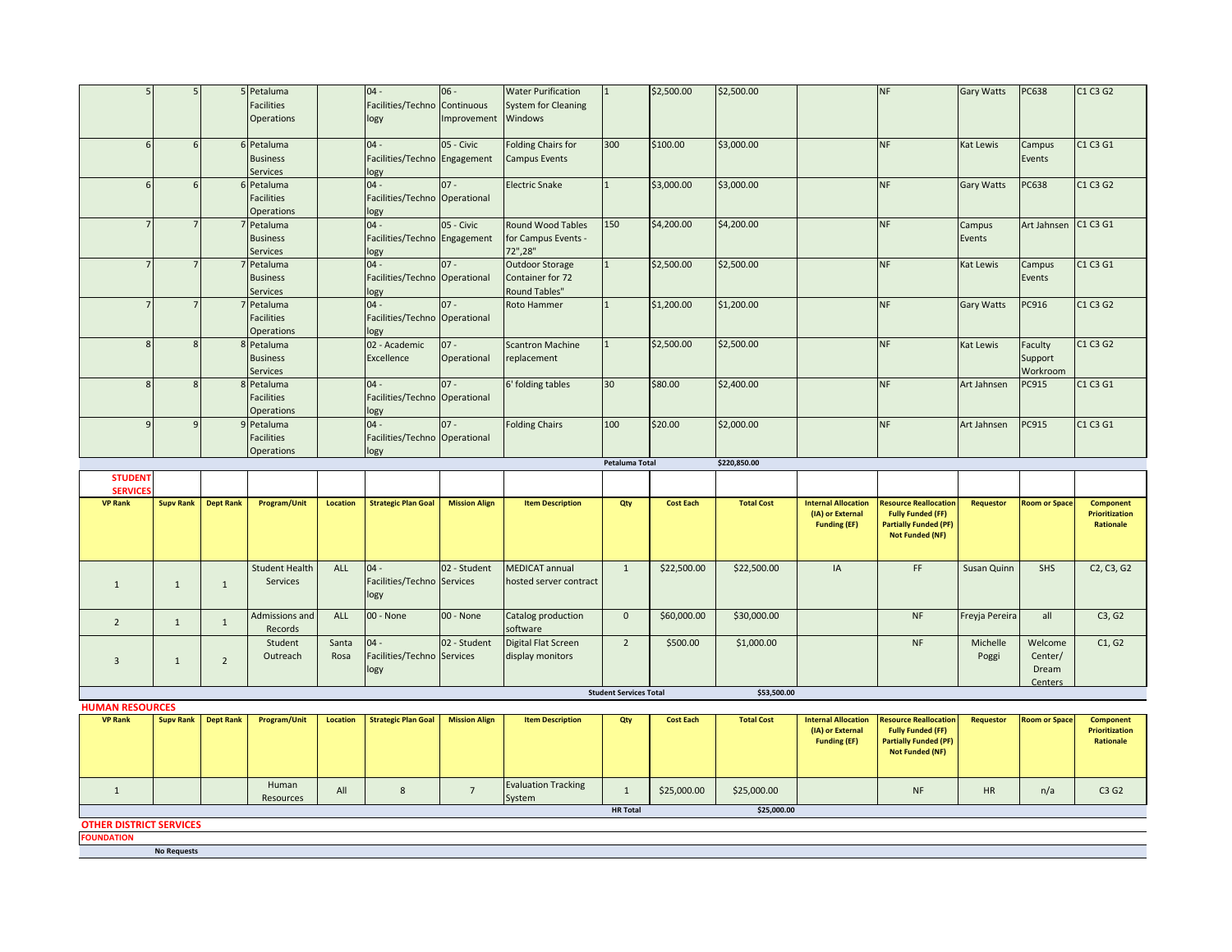| | | | | | | | | | | | | | | | |
|---|---|---|---|---|---|---|---|---|---|---|---|---|---|---|---|
| 5 | 5 | 5 | Petaluma Facilities Operations | | 04 - Facilities/Technology | 06 - Continuous Improvement | Water Purification System for Cleaning Windows | 1 | $2,500.00 | $2,500.00 | | NF | Gary Watts | PC638 | C1 C3 G2 |
| 6 | 6 | 6 | Petaluma Business Services | | 04 - Facilities/Technology | 05 - Civic Engagement | Folding Chairs for Campus Events | 300 | $100.00 | $3,000.00 | | NF | Kat Lewis | Campus Events | C1 C3 G1 |
| 6 | 6 | 6 | Petaluma Facilities Operations | | 04 - Facilities/Technology | 07 - Operational | Electric Snake | 1 | $3,000.00 | $3,000.00 | | NF | Gary Watts | PC638 | C1 C3 G2 |
| 7 | 7 | 7 | Petaluma Business Services | | 04 - Facilities/Technology | 05 - Civic Engagement | Round Wood Tables for Campus Events - 72",28" | 150 | $4,200.00 | $4,200.00 | | NF | Campus Events | Art Jahnsen | C1 C3 G1 |
| 7 | 7 | 7 | Petaluma Business Services | | 04 - Facilities/Technology | 07 - Operational | Outdoor Storage Container for 72 Round Tables" | 1 | $2,500.00 | $2,500.00 | | NF | Kat Lewis | Campus Events | C1 C3 G1 |
| 7 | 7 | 7 | Petaluma Facilities Operations | | 04 - Facilities/Technology | 07 - Operational | Roto Hammer | 1 | $1,200.00 | $1,200.00 | | NF | Gary Watts | PC916 | C1 C3 G2 |
| 8 | 8 | 8 | Petaluma Business Services | | 02 - Academic Excellence | 07 - Operational | Scantron Machine replacement | 1 | $2,500.00 | $2,500.00 | | NF | Kat Lewis | Faculty Support Workroom | C1 C3 G2 |
| 8 | 8 | 8 | Petaluma Facilities Operations | | 04 - Facilities/Technology | 07 - Operational | 6' folding tables | 30 | $80.00 | $2,400.00 | | NF | Art Jahnsen | PC915 | C1 C3 G1 |
| 9 | 9 | 9 | Petaluma Facilities Operations | | 04 - Facilities/Technology | 07 - Operational | Folding Chairs | 100 | $20.00 | $2,000.00 | | NF | Art Jahnsen | PC915 | C1 C3 G1 |
| | | | | | | | | **Petaluma Total** | | **$220,850.00** | | | | | |

**STUDENT SERVICES**

| VP Rank | Supv Rank | Dept Rank | Program/Unit | Location | Strategic Plan Goal | Mission Align | Item Description | Qty | Cost Each | Total Cost | Internal Allocation (IA) or External Funding (EF) | Resource Reallocation Fully Funded (FF) Partially Funded (PF) Not Funded (NF) | Requestor | Room or Space | Component Prioritization Rationale |
|---|---|---|---|---|---|---|---|---|---|---|---|---|---|---|---|
| 1 | 1 | 1 | Student Health Services | ALL | 04 - Facilities/Technology | 02 - Student Services | MEDICAT annual hosted server contract | 1 | $22,500.00 | $22,500.00 | IA | FF | Susan Quinn | SHS | C2, C3, G2 |
| 2 | 1 | 1 | Admissions and Records | ALL | 00 - None | 00 - None | Catalog production software | 0 | $60,000.00 | $30,000.00 | | NF | Freyja Pereira | all | C3, G2 |
| 3 | 1 | 2 | Student Outreach | Santa Rosa | 04 - Facilities/Technology | 02 - Student Services | Digital Flat Screen display monitors | 2 | $500.00 | $1,000.00 | | NF | Michelle Poggi | Welcome Center/ Dream Centers | C1, G2 |
| | | | | | | | **Student Services Total** | | | **$53,500.00** | | | | | |

**HUMAN RESOURCES**

| VP Rank | Supv Rank | Dept Rank | Program/Unit | Location | Strategic Plan Goal | Mission Align | Item Description | Qty | Cost Each | Total Cost | Internal Allocation (IA) or External Funding (EF) | Resource Reallocation Fully Funded (FF) Partially Funded (PF) Not Funded (NF) | Requestor | Room or Space | Component Prioritization Rationale |
|---|---|---|---|---|---|---|---|---|---|---|---|---|---|---|---|
| 1 | | | Human Resources | All | 8 | 7 | Evaluation Tracking System | 1 | $25,000.00 | $25,000.00 | | NF | HR | n/a | C3 G2 |
| | | | | | | | | **HR Total** | | **$25,000.00** | | | | | |

**OTHER DISTRICT SERVICES**

**FOUNDATION**

**No Requests**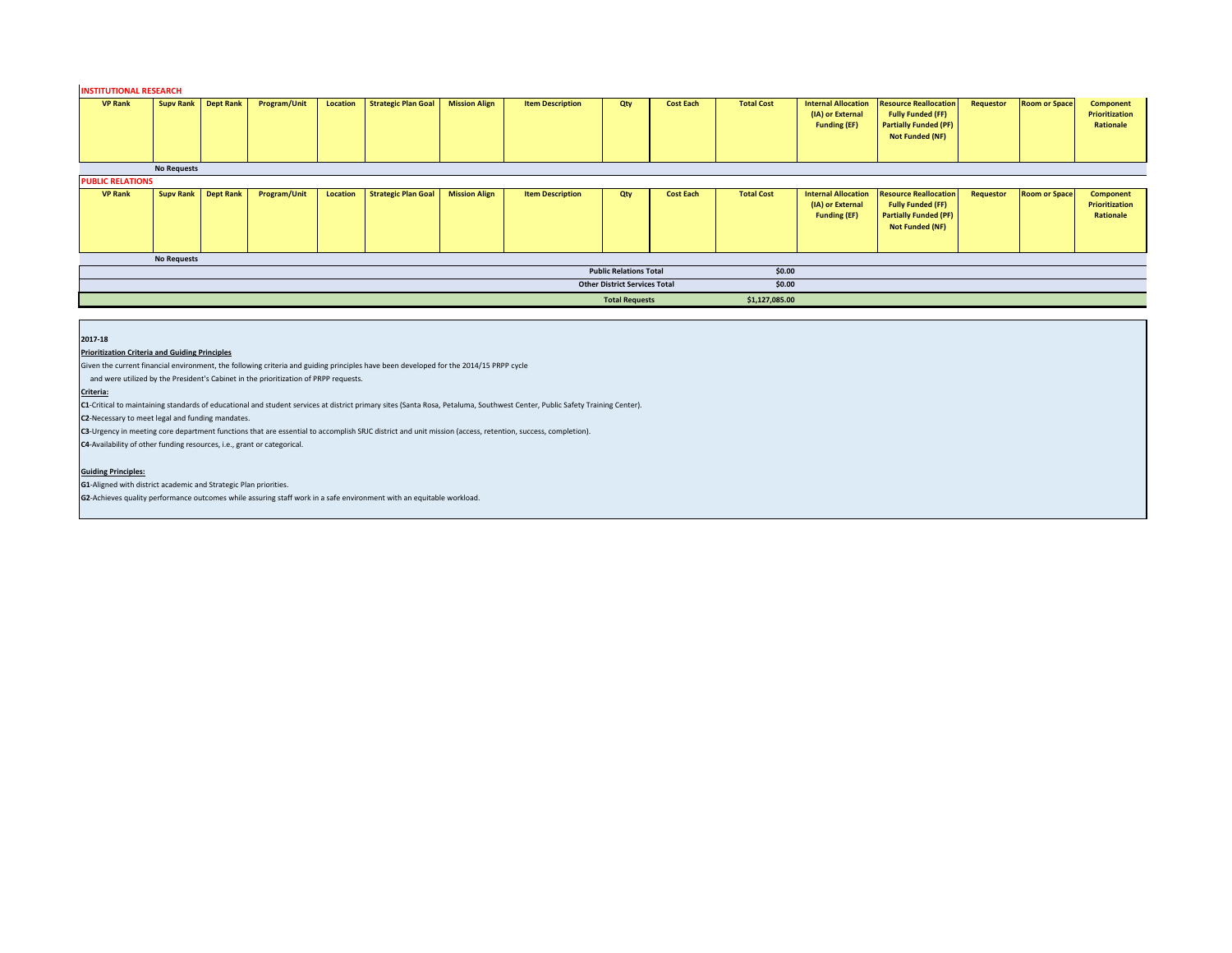## INSTITUTIONAL RESEARCH

| VP Rank | Supv Rank | Dept Rank | Program/Unit | Location | Strategic Plan Goal | Mission Align | Item Description | Qty | Cost Each | Total Cost | Internal Allocation (IA) or External Funding (EF) | Resource Reallocation Fully Funded (FF) Partially Funded (PF) Not Funded (NF) | Requestor | Room or Space | Component Prioritization Rationale |
|---|---|---|---|---|---|---|---|---|---|---|---|---|---|---|---|
| | No Requests | | | | | | | | | | | | | | |

## PUBLIC RELATIONS

| VP Rank | Supv Rank | Dept Rank | Program/Unit | Location | Strategic Plan Goal | Mission Align | Item Description | Qty | Cost Each | Total Cost | Internal Allocation (IA) or External Funding (EF) | Resource Reallocation Fully Funded (FF) Partially Funded (PF) Not Funded (NF) | Requestor | Room or Space | Component Prioritization Rationale |
|---|---|---|---|---|---|---|---|---|---|---|---|---|---|---|---|
| | No Requests | | | | | | | | | | | | | | |
| | | | | | | | | Public Relations Total | | $0.00 | | | | | |
| | | | | | | | | Other District Services Total | | $0.00 | | | | | |
| | | | | | | | | Total Requests | | $1,127,085.00 | | | | | |

**2017-18**

**Prioritization Criteria and Guiding Principles**

Given the current financial environment, the following criteria and guiding principles have been developed for the 2014/15 PRPP cycle and were utilized by the President's Cabinet in the prioritization of PRPP requests.

**Criteria:**

**C1**-Critical to maintaining standards of educational and student services at district primary sites (Santa Rosa, Petaluma, Southwest Center, Public Safety Training Center).

**C2**-Necessary to meet legal and funding mandates.

**C3**-Urgency in meeting core department functions that are essential to accomplish SRJC district and unit mission (access, retention, success, completion).

**C4**-Availability of other funding resources, i.e., grant or categorical.

**Guiding Principles:**

**G1**-Aligned with district academic and Strategic Plan priorities.

**G2**-Achieves quality performance outcomes while assuring staff work in a safe environment with an equitable workload.